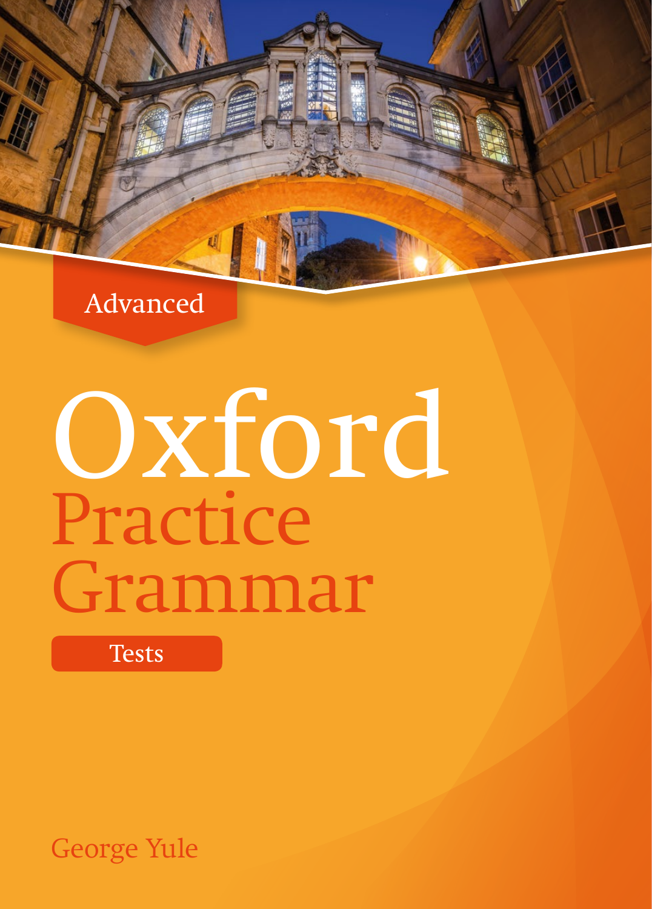Advanced

# Oxford Practice Grammar

Tests

George Yule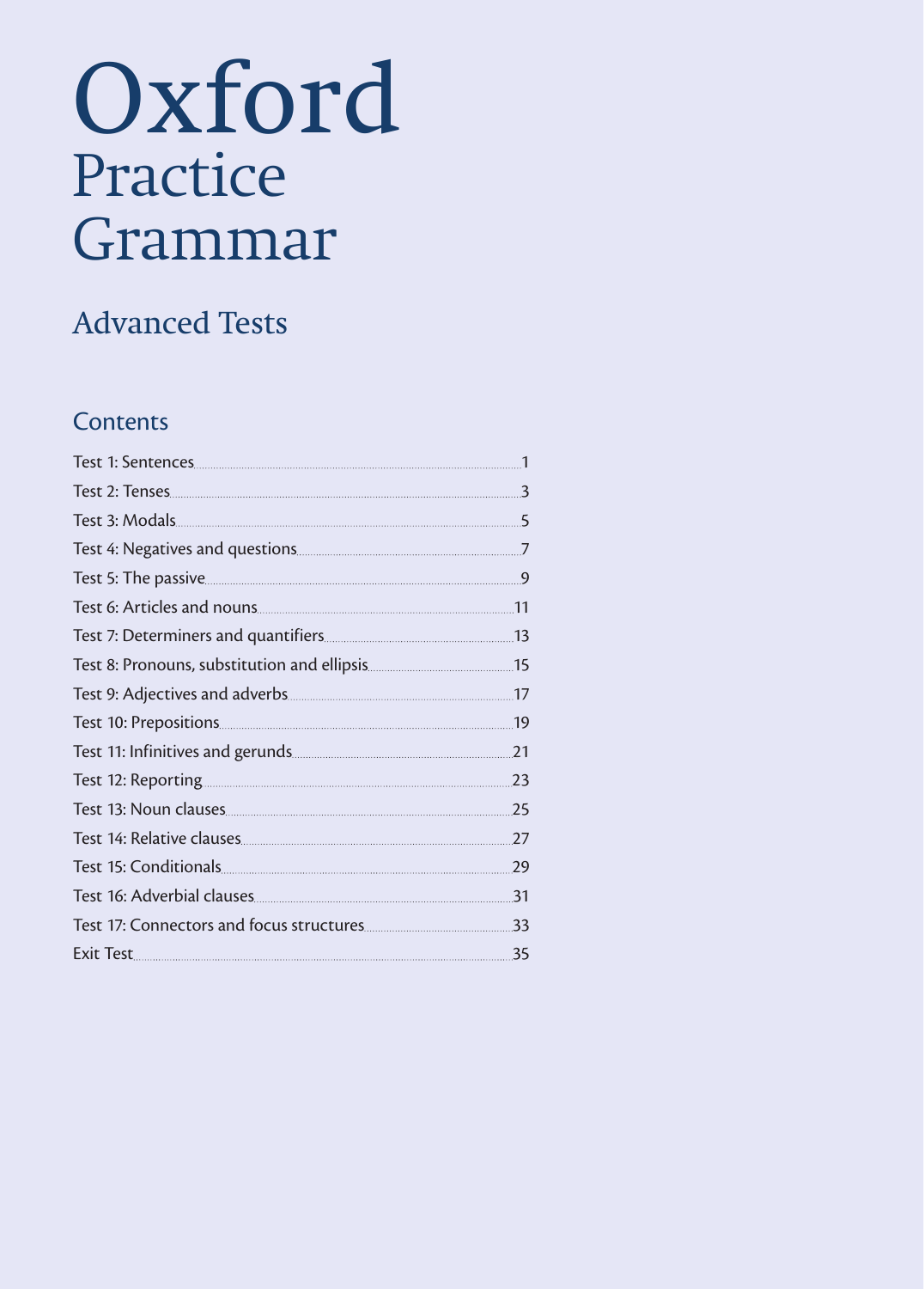# Oxford Practice Grammar

## Advanced Tests

### Contents

| | |
|---|---|
| Test 1: Sentences | 1 |
| Test 2: Tenses | 3 |
| Test 3: Modals | 5 |
| Test 4: Negatives and questions | 7 |
| Test 5: The passive | 9 |
| Test 6: Articles and nouns | 11 |
| Test 7: Determiners and quantifiers | 13 |
| Test 8: Pronouns, substitution and ellipsis | 15 |
| Test 9: Adjectives and adverbs | 17 |
| Test 10: Prepositions | 19 |
| Test 11: Infinitives and gerunds | 21 |
| Test 12: Reporting | 23 |
| Test 13: Noun clauses | 25 |
| Test 14: Relative clauses | 27 |
| Test 15: Conditionals | 29 |
| Test 16: Adverbial clauses | 31 |
| Test 17: Connectors and focus structures | 33 |
| Exit Test | 35 |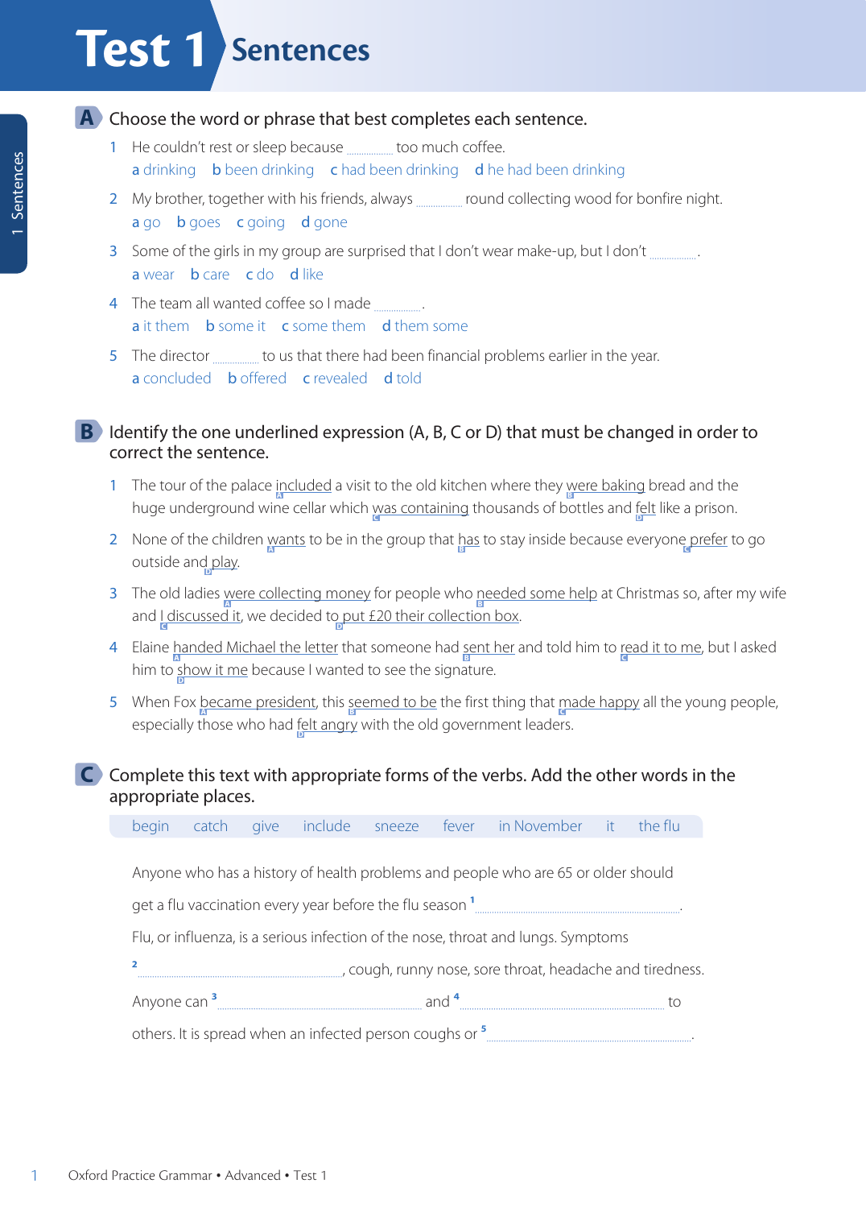# Test 1 Sentences

## A Choose the word or phrase that best completes each sentence.

1. He couldn't rest or sleep because .............. too much coffee.
   a drinking  b been drinking  c had been drinking  d he had been drinking
2. My brother, together with his friends, always .............. round collecting wood for bonfire night.
   a go  b goes  c going  d gone
3. Some of the girls in my group are surprised that I don't wear make-up, but I don't .............. .
   a wear  b care  c do  d like
4. The team all wanted coffee so I made .............. .
   a it them  b some it  c some them  d them some
5. The director .............. to us that there had been financial problems earlier in the year.
   a concluded  b offered  c revealed  d told

## B Identify the one underlined expression (A, B, C or D) that must be changed in order to correct the sentence.

1. The tour of the palace <u>included</u> [A] a visit to the old kitchen where they <u>were baking</u> [B] bread and the huge underground wine cellar which <u>was containing</u> [C] thousands of bottles and <u>felt</u> [D] like a prison.
2. None of the children <u>wants</u> [A] to be in the group that <u>has</u> [B] to stay inside because everyone <u>prefer</u> [C] to go outside and <u>play</u> [D].
3. The old ladies <u>were collecting money</u> [A] for people who <u>needed some help</u> [B] at Christmas so, after my wife and <u>I discussed it</u> [C], we decided to <u>put £20 their collection box</u> [D].
4. Elaine <u>handed Michael the letter</u> [A] that someone had <u>sent her</u> [B] and told him to <u>read it to me</u> [C], but I asked him to <u>show it me</u> [D] because I wanted to see the signature.
5. When Fox <u>became president</u> [A], this <u>seemed to be</u> [B] the first thing that <u>made happy</u> [C] all the young people, especially those who had <u>felt angry</u> [D] with the old government leaders.

## C Complete this text with appropriate forms of the verbs. Add the other words in the appropriate places.

begin  catch  give  include  sneeze  fever  in November  it  the flu

Anyone who has a history of health problems and people who are 65 or older should get a flu vaccination every year before the flu season [1] .............................................. . Flu, or influenza, is a serious infection of the nose, throat and lungs. Symptoms [2] .............................................., cough, runny nose, sore throat, headache and tiredness. Anyone can [3] .............................................. and [4] .............................................. to others. It is spread when an infected person coughs or [5] .............................................. .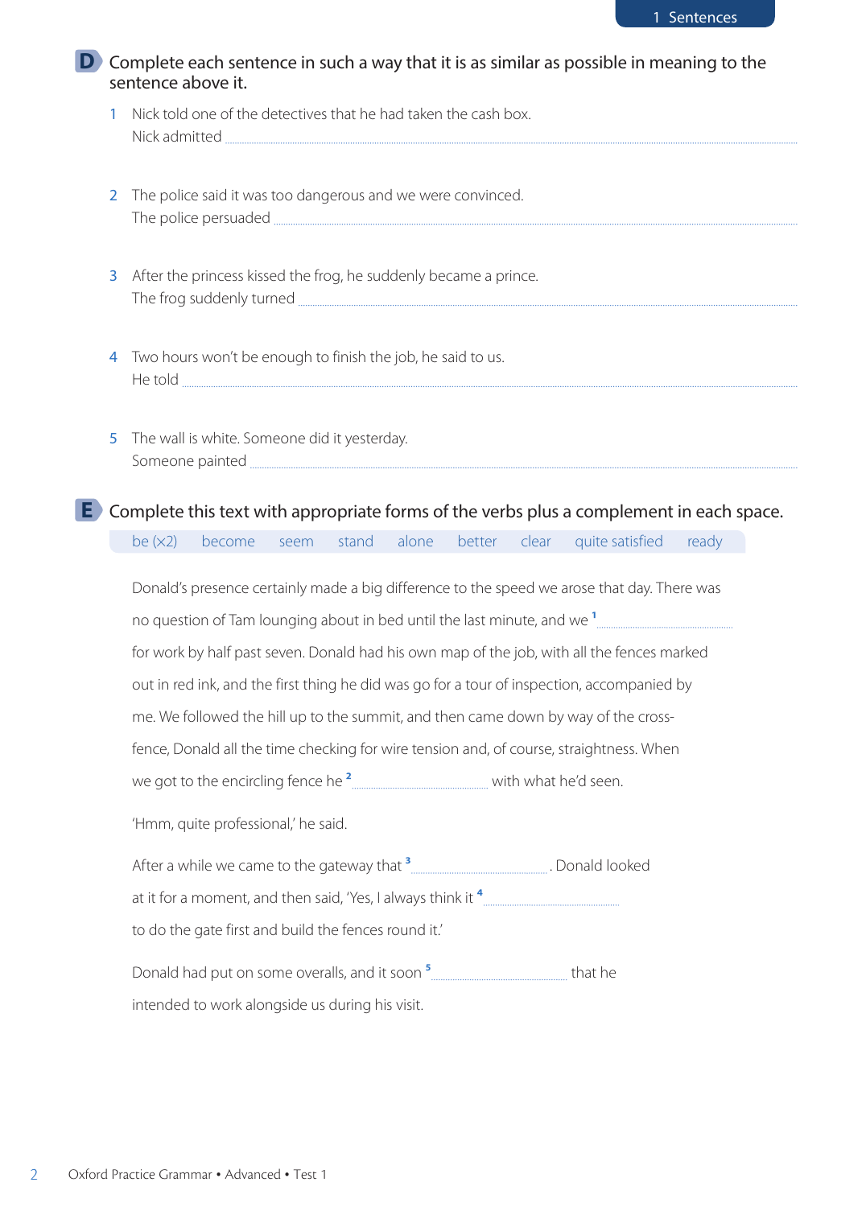## D Complete each sentence in such a way that it is as similar as possible in meaning to the sentence above it.

1 Nick told one of the detectives that he had taken the cash box.
Nick admitted ..................................................................

2 The police said it was too dangerous and we were convinced.
The police persuaded ..................................................................

3 After the princess kissed the frog, he suddenly became a prince.
The frog suddenly turned ..................................................................

4 Two hours won't be enough to finish the job, he said to us.
He told ..................................................................

5 The wall is white. Someone did it yesterday.
Someone painted ..................................................................

## E Complete this text with appropriate forms of the verbs plus a complement in each space.

be (×2) become seem stand alone better clear quite satisfied ready

Donald's presence certainly made a big difference to the speed we arose that day. There was no question of Tam lounging about in bed until the last minute, and we [1] .............................. for work by half past seven. Donald had his own map of the job, with all the fences marked out in red ink, and the first thing he did was go for a tour of inspection, accompanied by me. We followed the hill up to the summit, and then came down by way of the cross-fence, Donald all the time checking for wire tension and, of course, straightness. When we got to the encircling fence he [2] .............................. with what he'd seen.

'Hmm, quite professional,' he said.

After a while we came to the gateway that [3] ............................... Donald looked at it for a moment, and then said, 'Yes, I always think it [4] .............................. to do the gate first and build the fences round it.'

Donald had put on some overalls, and it soon [5] .............................. that he intended to work alongside us during his visit.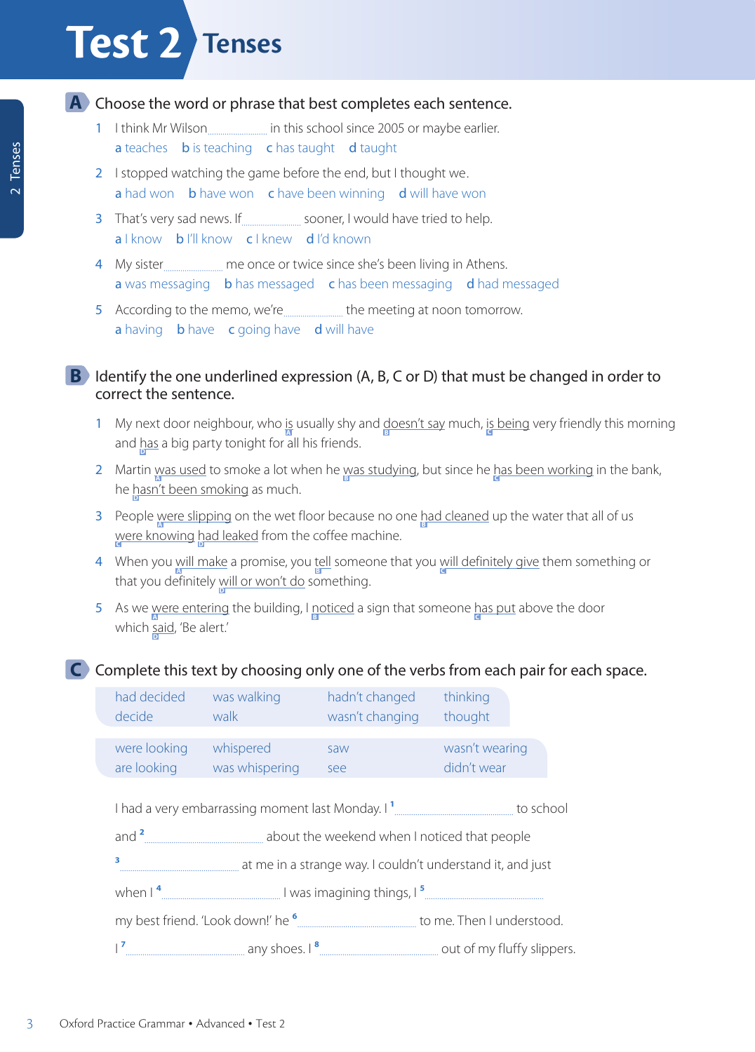# Test 2 Tenses

## A Choose the word or phrase that best completes each sentence.

1. I think Mr Wilson .................... in this school since 2005 or maybe earlier.
   a teaches   b is teaching   c has taught   d taught

2. I stopped watching the game before the end, but I thought we.
   a had won   b have won   c have been winning   d will have won

3. That's very sad news. If .................... sooner, I would have tried to help.
   a I know   b I'll know   c I knew   d I'd known

4. My sister .................... me once or twice since she's been living in Athens.
   a was messaging   b has messaged   c has been messaging   d had messaged

5. According to the memo, we're .................... the meeting at noon tomorrow.
   a having   b have   c going have   d will have

## B Identify the one underlined expression (A, B, C or D) that must be changed in order to correct the sentence.

1. My next door neighbour, who <u>is</u> [A] usually shy and <u>doesn't say</u> [B] much, <u>is being</u> [C] very friendly this morning and <u>has</u> [D] a big party tonight for all his friends.

2. Martin <u>was used</u> [A] to smoke a lot when he <u>was studying</u> [B], but since he <u>has been working</u> [C] in the bank, he <u>hasn't been smoking</u> [D] as much.

3. People <u>were slipping</u> [A] on the wet floor because no one <u>had cleaned</u> [B] up the water that all of us <u>were knowing</u> [C] <u>had leaked</u> [D] from the coffee machine.

4. When you <u>will make</u> [A] a promise, you <u>tell</u> [B] someone that you <u>will definitely give</u> [C] them something or that you definitely <u>will or won't do</u> [D] something.

5. As we <u>were entering</u> [A] the building, I <u>noticed</u> [B] a sign that someone <u>has put</u> [C] above the door which <u>said</u> [D], 'Be alert.'

## C Complete this text by choosing only one of the verbs from each pair for each space.

| | | | |
|---|---|---|---|
| had decided<br>decide | was walking<br>walk | hadn't changed<br>wasn't changing | thinking<br>thought |
| were looking<br>are looking | whispered<br>was whispering | saw<br>see | wasn't wearing<br>didn't wear |

I had a very embarrassing moment last Monday. I [1] .................... to school and [2] .................... about the weekend when I noticed that people [3] .................... at me in a strange way. I couldn't understand it, and just when I [4] .................... I was imagining things, I [5] .................... my best friend. 'Look down!' he [6] .................... to me. Then I understood. I [7] .................... any shoes. I [8] .................... out of my fluffy slippers.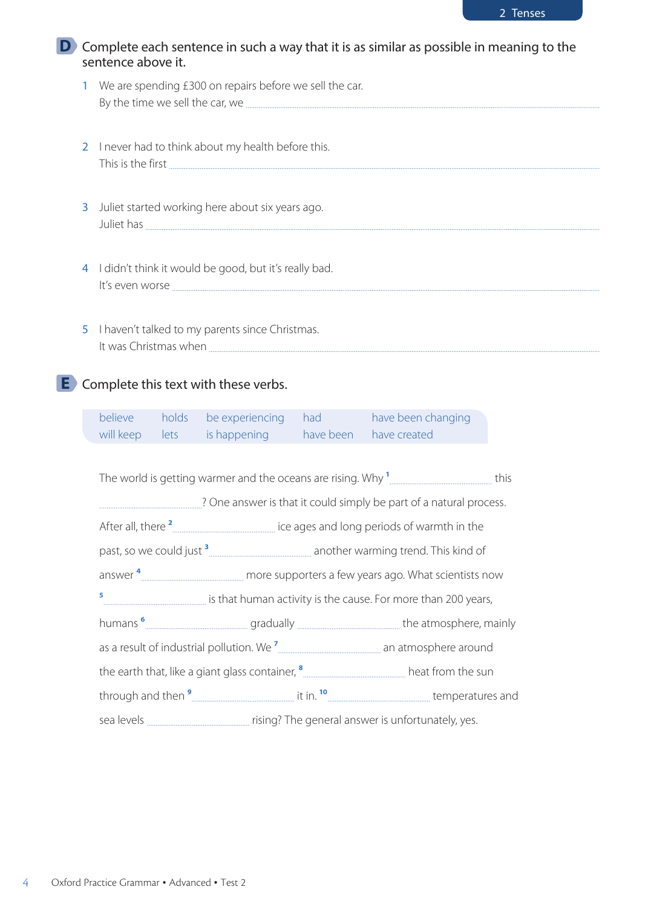## D Complete each sentence in such a way that it is as similar as possible in meaning to the sentence above it.

1. We are spending £300 on repairs before we sell the car.
   By the time we sell the car, we ..............................................................................................................

2. I never had to think about my health before this.
   This is the first ..............................................................................................................

3. Juliet started working here about six years ago.
   Juliet has ..............................................................................................................

4. I didn't think it would be good, but it's really bad.
   It's even worse ..............................................................................................................

5. I haven't talked to my parents since Christmas.
   It was Christmas when ..............................................................................................................

## E Complete this text with these verbs.

| believe | holds | be experiencing | had | have been changing |
|---|---|---|---|---|
| will keep | lets | is happening | have been | have created |

The world is getting warmer and the oceans are rising. Why [1] .............................. this .............................. ? One answer is that it could simply be part of a natural process. After all, there [2] .............................. ice ages and long periods of warmth in the past, so we could just [3] .............................. another warming trend. This kind of answer [4] .............................. more supporters a few years ago. What scientists now [5] .............................. is that human activity is the cause. For more than 200 years, humans [6] .............................. gradually .............................. the atmosphere, mainly as a result of industrial pollution. We [7] .............................. an atmosphere around the earth that, like a giant glass container, [8] .............................. heat from the sun through and then [9] .............................. it in. [10] .............................. temperatures and sea levels .............................. rising? The general answer is unfortunately, yes.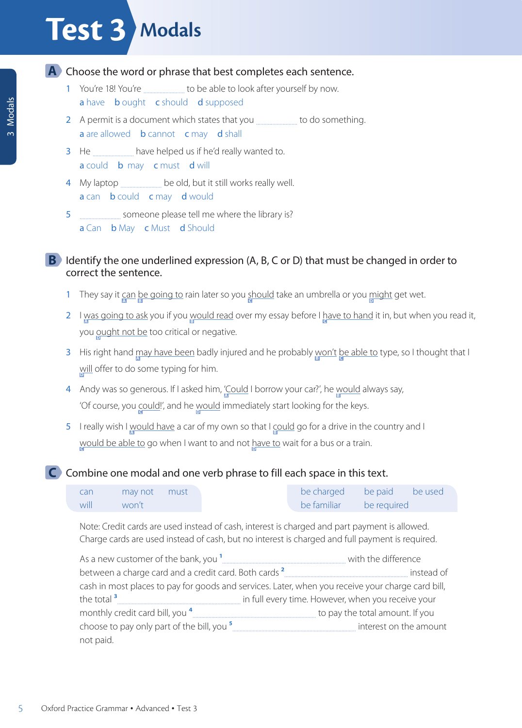# Test 3 Modals

## A Choose the word or phrase that best completes each sentence.

1. You're 18! You're .................. to be able to look after yourself by now.
   a have  b ought  c should  d supposed
2. A permit is a document which states that you .................. to do something.
   a are allowed  b cannot  c may  d shall
3. He .................. have helped us if he'd really wanted to.
   a could  b may  c must  d will
4. My laptop .................. be old, but it still works really well.
   a can  b could  c may  d would
5. .................. someone please tell me where the library is?
   a Can  b May  c Must  d Should

## B Identify the one underlined expression (A, B, C or D) that must be changed in order to correct the sentence.

1. They say it can (A) be going to (B) rain later so you should (C) take an umbrella or you might (D) get wet.
2. I was going to ask (A) you if you would read (B) over my essay before I have to hand (C) it in, but when you read it, you ought not be (D) too critical or negative.
3. His right hand may have been (A) badly injured and he probably won't (B) be able to (C) type, so I thought that I will (D) offer to do some typing for him.
4. Andy was so generous. If I asked him, 'Could (A) I borrow your car?', he would (B) always say, 'Of course, you could! (C)', and he would (D) immediately start looking for the keys.
5. I really wish I would have (A) a car of my own so that I could (B) go for a drive in the country and I would be able to (C) go when I want to and not have to (D) wait for a bus or a train.

## C Combine one modal and one verb phrase to fill each space in this text.

| can | may not | must |
|---|---|---|
| will | won't | |

| be charged | be paid | be used |
|---|---|---|
| be familiar | be required | |

Note: Credit cards are used instead of cash, interest is charged and part payment is allowed.
Charge cards are used instead of cash, but no interest is charged and full payment is required.

As a new customer of the bank, you [1] .............................................. with the difference between a charge card and a credit card. Both cards [2] .............................................. instead of cash in most places to pay for goods and services. Later, when you receive your charge card bill, the total [3] .............................................. in full every time. However, when you receive your monthly credit card bill, you [4] .............................................. to pay the total amount. If you choose to pay only part of the bill, you [5] .............................................. interest on the amount not paid.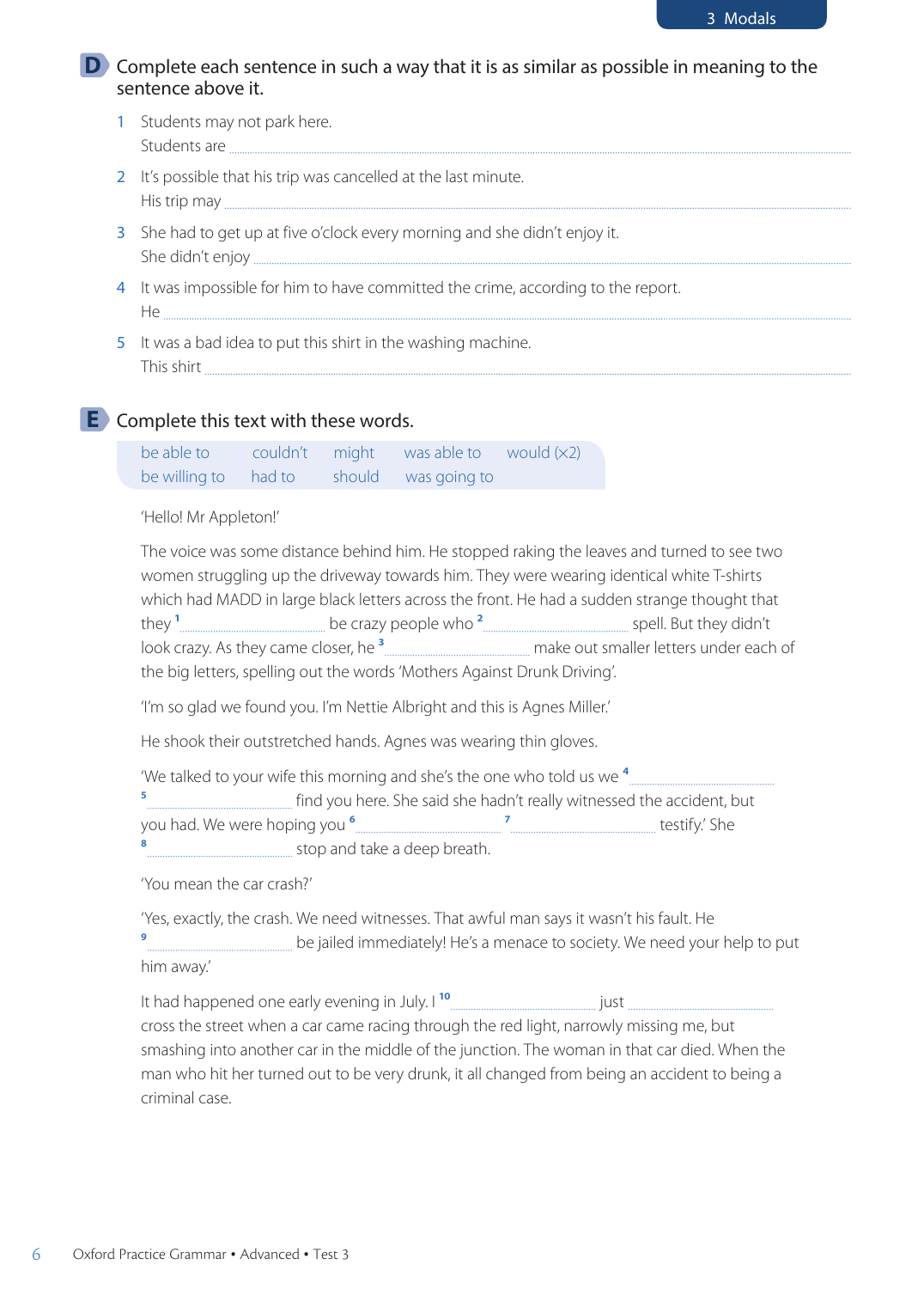## D Complete each sentence in such a way that it is as similar as possible in meaning to the sentence above it.

1 Students may not park here.
Students are ........................................

2 It's possible that his trip was cancelled at the last minute.
His trip may ........................................

3 She had to get up at five o'clock every morning and she didn't enjoy it.
She didn't enjoy ........................................

4 It was impossible for him to have committed the crime, according to the report.
He ........................................

5 It was a bad idea to put this shirt in the washing machine.
This shirt ........................................

## E Complete this text with these words.

| be able to | couldn't | might | was able to | would (×2) |
|---|---|---|---|---|
| be willing to | had to | should | was going to | |

'Hello! Mr Appleton!'

The voice was some distance behind him. He stopped raking the leaves and turned to see two women struggling up the driveway towards him. They were wearing identical white T-shirts which had MADD in large black letters across the front. He had a sudden strange thought that they [1] .................... be crazy people who [2] .................... spell. But they didn't look crazy. As they came closer, he [3] .................... make out smaller letters under each of the big letters, spelling out the words 'Mothers Against Drunk Driving'.

'I'm so glad we found you. I'm Nettie Albright and this is Agnes Miller.'

He shook their outstretched hands. Agnes was wearing thin gloves.

'We talked to your wife this morning and she's the one who told us we [4] .................... [5] .................... find you here. She said she hadn't really witnessed the accident, but you had. We were hoping you [6] .................... [7] .................... testify.' She [8] .................... stop and take a deep breath.

'You mean the car crash?'

'Yes, exactly, the crash. We need witnesses. That awful man says it wasn't his fault. He [9] .................... be jailed immediately! He's a menace to society. We need your help to put him away.'

It had happened one early evening in July. I [10] .................... just .................... cross the street when a car came racing through the red light, narrowly missing me, but smashing into another car in the middle of the junction. The woman in that car died. When the man who hit her turned out to be very drunk, it all changed from being an accident to being a criminal case.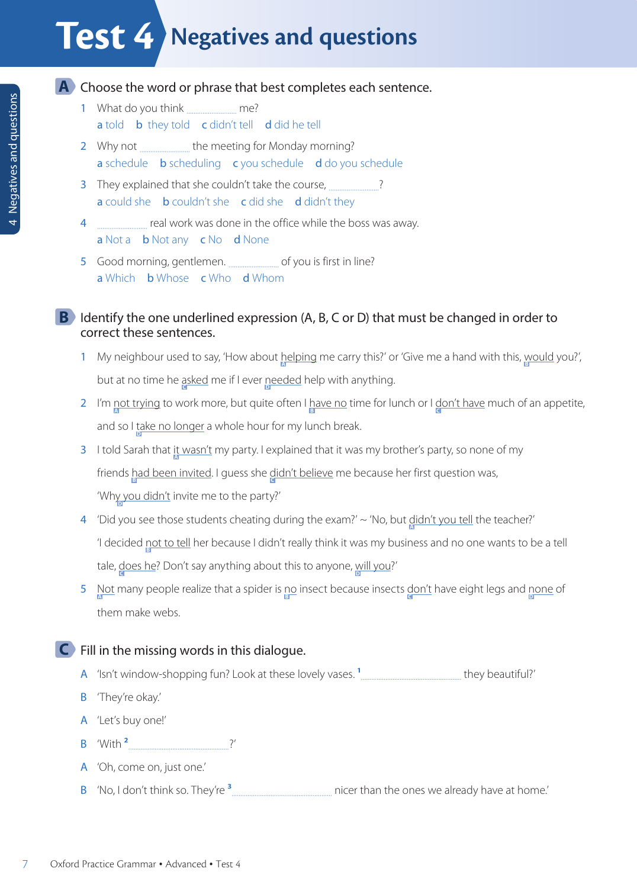# Test 4 Negatives and questions

## A Choose the word or phrase that best completes each sentence.

1 What do you think .................... me?
a told b they told c didn't tell d did he tell

2 Why not .................... the meeting for Monday morning?
a schedule b scheduling c you schedule d do you schedule

3 They explained that she couldn't take the course, ....................?
a could she b couldn't she c did she d didn't they

4 .................... real work was done in the office while the boss was away.
a Not a b Not any c No d None

5 Good morning, gentlemen. .................... of you is first in line?
a Which b Whose c Who d Whom

## B Identify the one underlined expression (A, B, C or D) that must be changed in order to correct these sentences.

1 My neighbour used to say, 'How about helping (A) me carry this?' or 'Give me a hand with this, would (B) you?', but at no time he asked (C) me if I ever needed (D) help with anything.

2 I'm not trying (A) to work more, but quite often I have no (B) time for lunch or I don't have (C) much of an appetite, and so I take no longer (D) a whole hour for my lunch break.

3 I told Sarah that it wasn't (A) my party. I explained that it was my brother's party, so none of my friends had been invited (B). I guess she didn't believe (C) me because her first question was, 'Why you didn't (D) invite me to the party?'

4 'Did you see those students cheating during the exam?' ~ 'No, but didn't you tell (A) the teacher?' 'I decided not to tell (B) her because I didn't really think it was my business and no one wants to be a tell tale, does he (C)? Don't say anything about this to anyone, will you (D)?'

5 Not (A) many people realize that a spider is no (B) insect because insects don't (C) have eight legs and none (D) of them make webs.

## C Fill in the missing words in this dialogue.

A 'Isn't window-shopping fun? Look at these lovely vases. [1] .................................... they beautiful?'

B 'They're okay.'

A 'Let's buy one!'

B 'With [2] ....................................?'

A 'Oh, come on, just one.'

B 'No, I don't think so. They're [3] .................................... nicer than the ones we already have at home.'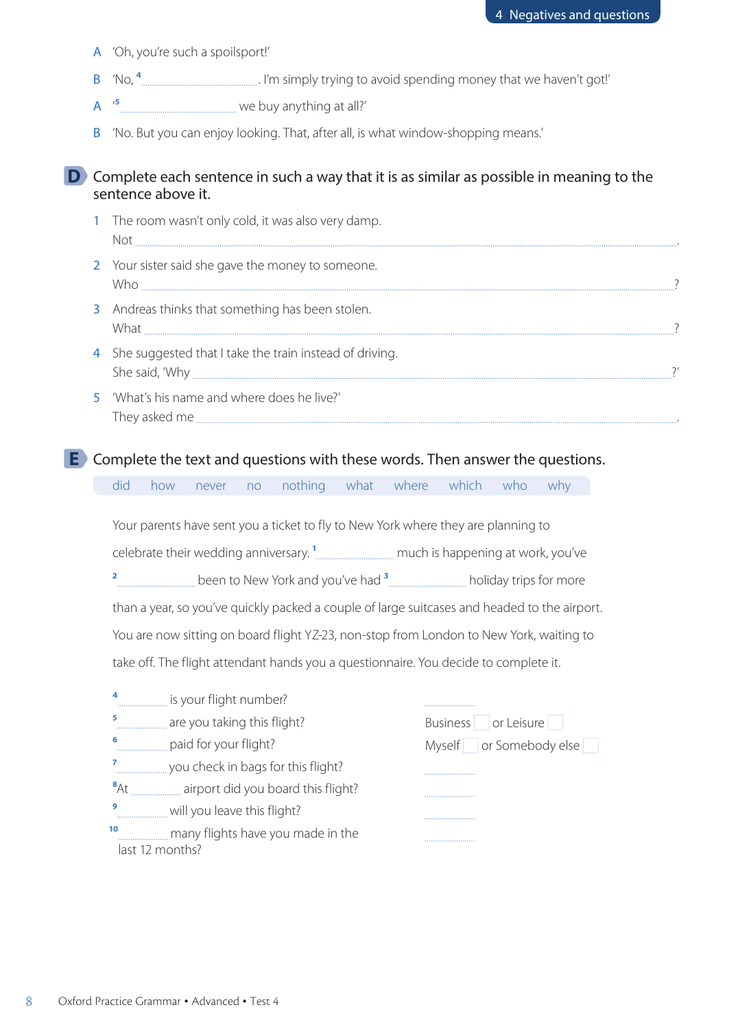A 'Oh, you're such a spoilsport!'

B 'No, [4] .................................. . I'm simply trying to avoid spending money that we haven't got!'

A '[5] .................................. we buy anything at all?'

B 'No. But you can enjoy looking. That, after all, is what window-shopping means.'

## D Complete each sentence in such a way that it is as similar as possible in meaning to the sentence above it.

1 The room wasn't only cold, it was also very damp.
Not .................................................................................................................................................................................................................................................................................................................................................................................................................................. .

2 Your sister said she gave the money to someone.
Who .................................................................................................................................................................................................................................................................................................................................................................................................................................. ?

3 Andreas thinks that something has been stolen.
What .................................................................................................................................................................................................................................................................................................................................................................................................................................. ?

4 She suggested that I take the train instead of driving.
She said, 'Why .................................................................................................................................................................................................................................................................................................................................................................................................................................. ?'

5 'What's his name and where does he live?'
They asked me .................................................................................................................................................................................................................................................................................................................................................................................................................................. .

## E Complete the text and questions with these words. Then answer the questions.

did how never no nothing what where which who why

Your parents have sent you a ticket to fly to New York where they are planning to celebrate their wedding anniversary. [1] .............................. much is happening at work, you've [2] .............................. been to New York and you've had [3] .............................. holiday trips for more than a year, so you've quickly packed a couple of large suitcases and headed to the airport. You are now sitting on board flight YZ-23, non-stop from London to New York, waiting to take off. The flight attendant hands you a questionnaire. You decide to complete it.

[4] .................... is your flight number? ....................

[5] .................... are you taking this flight? Business ☐ or Leisure ☐

[6] .................... paid for your flight? Myself ☐ or Somebody else ☐

[7] .................... you check in bags for this flight? ....................

[8] At .................... airport did you board this flight? ....................

[9] .................... will you leave this flight? ....................

[10] .................... many flights have you made in the last 12 months? ....................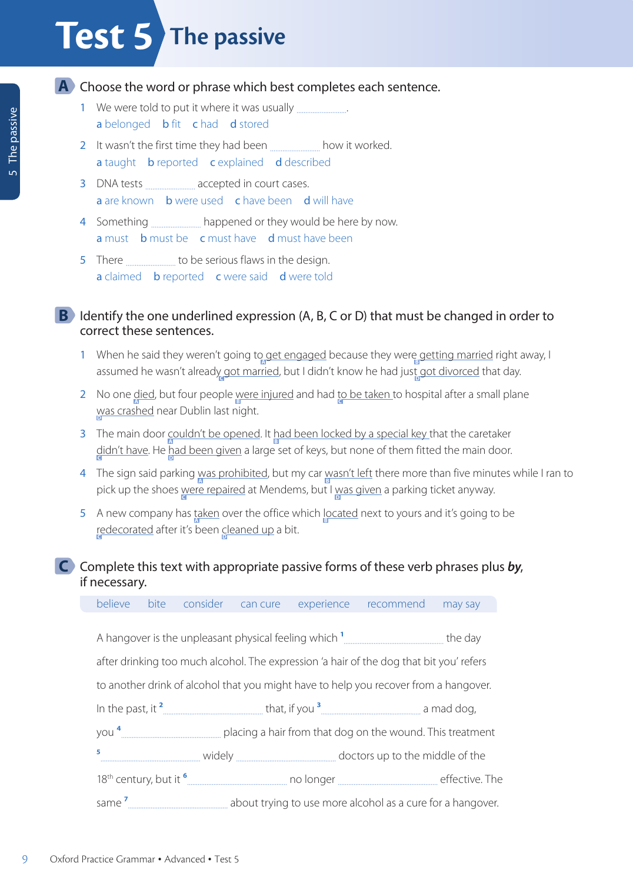# Test 5 The passive

## A Choose the word or phrase which best completes each sentence.

1. We were told to put it where it was usually ..................... .
   a belonged  b fit  c had  d stored
2. It wasn't the first time they had been ..................... how it worked.
   a taught  b reported  c explained  d described
3. DNA tests ..................... accepted in court cases.
   a are known  b were used  c have been  d will have
4. Something ..................... happened or they would be here by now.
   a must  b must be  c must have  d must have been
5. There ..................... to be serious flaws in the design.
   a claimed  b reported  c were said  d were told

## B Identify the one underlined expression (A, B, C or D) that must be changed in order to correct these sentences.

1. When he said they weren't going to get engaged (A) because they were getting married (B) right away, I assumed he wasn't already got married (C), but I didn't know he had just got divorced (D) that day.
2. No one died (A), but four people were injured (B) and had to be taken (C) to hospital after a small plane was crashed (D) near Dublin last night.
3. The main door couldn't be opened (A). It had been locked by a special key (B) that the caretaker didn't have (C). He had been given (D) a large set of keys, but none of them fitted the main door.
4. The sign said parking was prohibited (A), but my car wasn't left (B) there more than five minutes while I ran to pick up the shoes were repaired (C) at Mendems, but I was given (D) a parking ticket anyway.
5. A new company has taken (A) over the office which located (B) next to yours and it's going to be redecorated (C) after it's been cleaned up (D) a bit.

## C Complete this text with appropriate passive forms of these verb phrases plus *by*, if necessary.

believe  bite  consider  can cure  experience  recommend  may say

A hangover is the unpleasant physical feeling which [1] ..................... the day after drinking too much alcohol. The expression 'a hair of the dog that bit you' refers to another drink of alcohol that you might have to help you recover from a hangover. In the past, it [2] ..................... that, if you [3] ..................... a mad dog, you [4] ..................... placing a hair from that dog on the wound. This treatment [5] ..................... widely ..................... doctors up to the middle of the 18th century, but it [6] ..................... no longer ..................... effective. The same [7] ..................... about trying to use more alcohol as a cure for a hangover.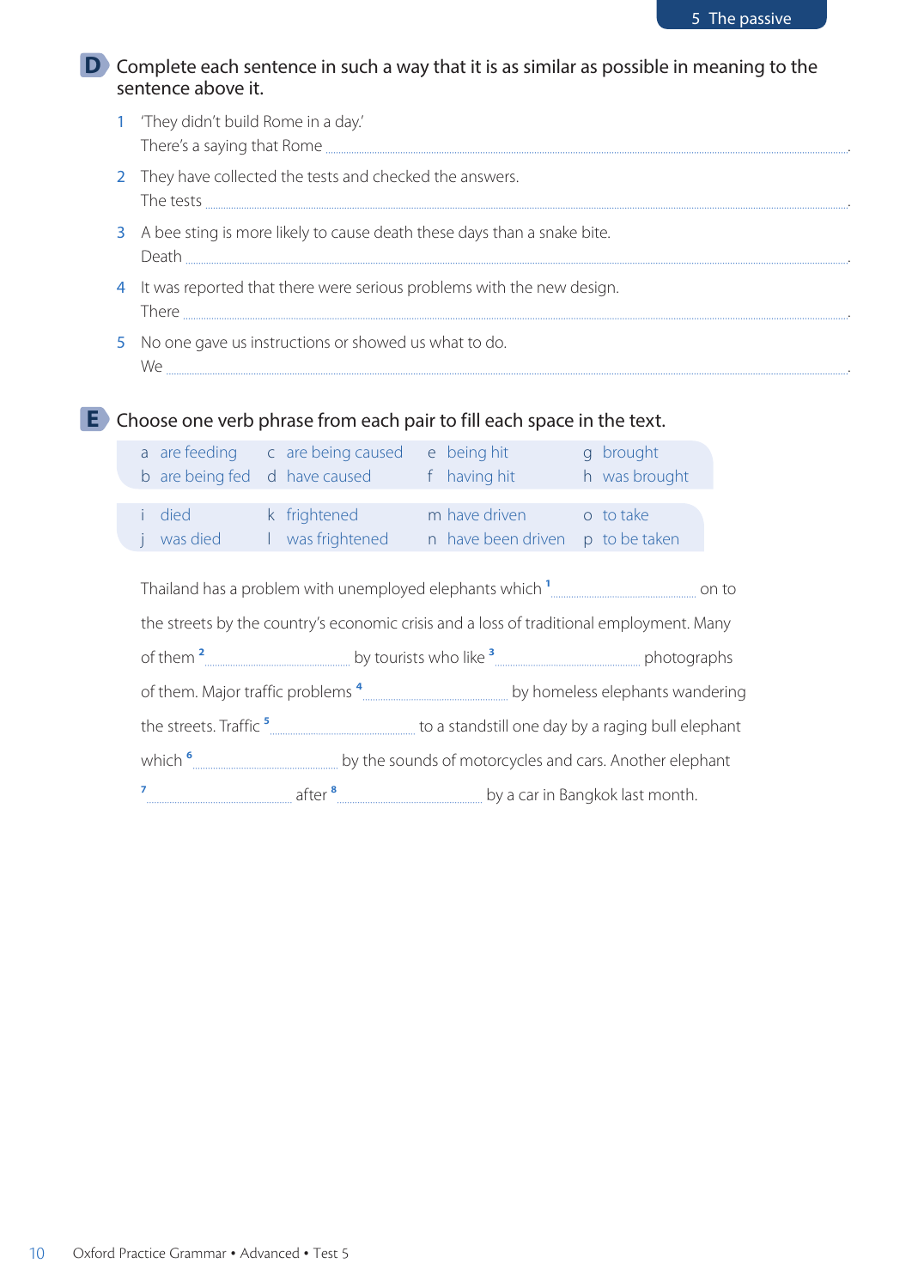## D Complete each sentence in such a way that it is as similar as possible in meaning to the sentence above it.

1 'They didn't build Rome in a day.'
There's a saying that Rome ..............................................................................................................................

2 They have collected the tests and checked the answers.
The tests ..............................................................................................................................

3 A bee sting is more likely to cause death these days than a snake bite.
Death ..............................................................................................................................

4 It was reported that there were serious problems with the new design.
There ..............................................................................................................................

5 No one gave us instructions or showed us what to do.
We ..............................................................................................................................

## E Choose one verb phrase from each pair to fill each space in the text.

| | | | |
|---|---|---|---|
| a are feeding | c are being caused | e being hit | g brought |
| b are being fed | d have caused | f having hit | h was brought |

| | | | |
|---|---|---|---|
| i died | k frightened | m have driven | o to take |
| j was died | l was frightened | n have been driven | p to be taken |

Thailand has a problem with unemployed elephants which [1] ............................ on to the streets by the country's economic crisis and a loss of traditional employment. Many of them [2] ............................ by tourists who like [3] ............................ photographs of them. Major traffic problems [4] ............................ by homeless elephants wandering the streets. Traffic [5] ............................ to a standstill one day by a raging bull elephant which [6] ............................ by the sounds of motorcycles and cars. Another elephant [7] ............................ after [8] ............................ by a car in Bangkok last month.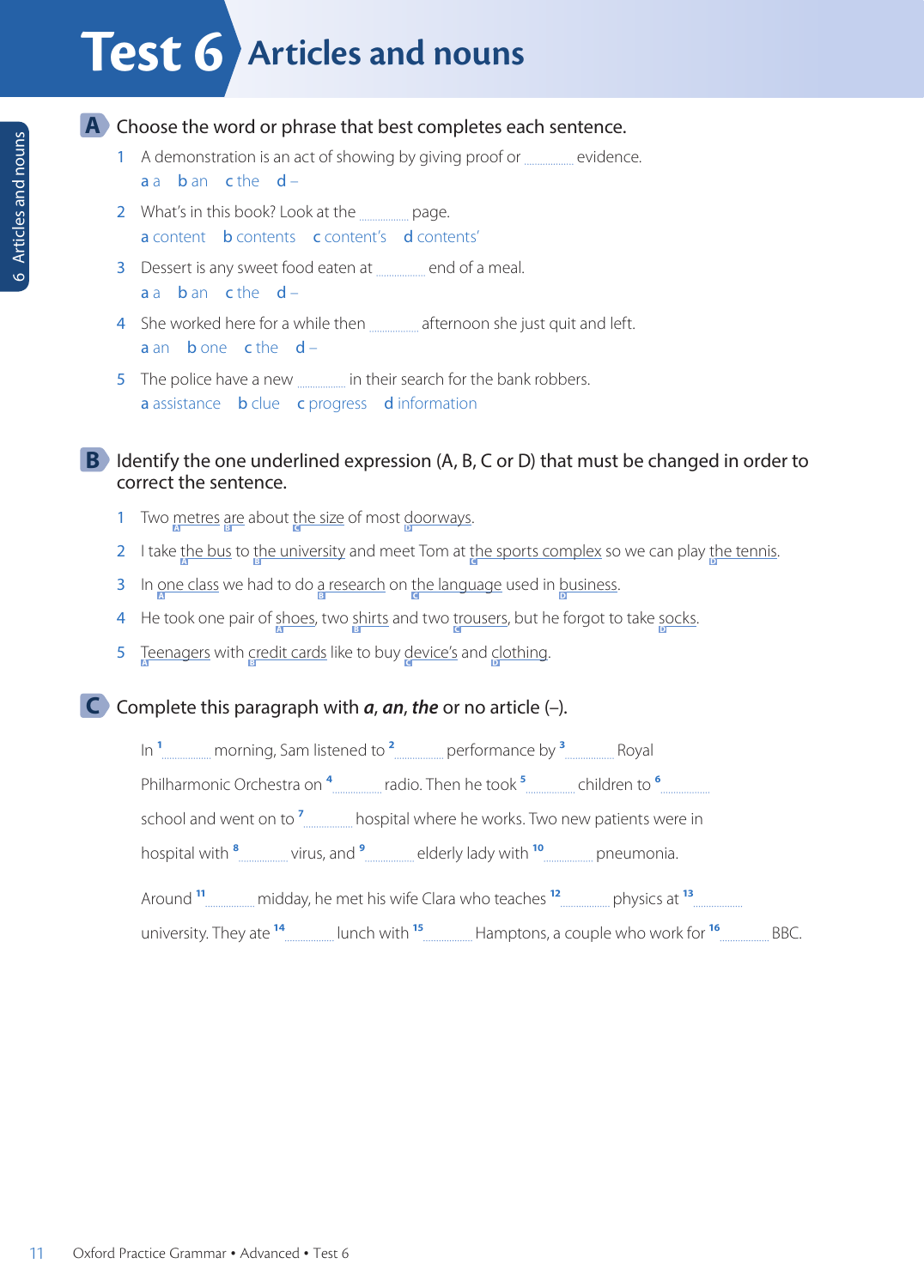# Test 6 Articles and nouns

## A Choose the word or phrase that best completes each sentence.

1. A demonstration is an act of showing by giving proof or .............. evidence.
   a a  b an  c the  d –
2. What's in this book? Look at the .............. page.
   a content  b contents  c content's  d contents'
3. Dessert is any sweet food eaten at .............. end of a meal.
   a a  b an  c the  d –
4. She worked here for a while then .............. afternoon she just quit and left.
   a an  b one  c the  d –
5. The police have a new .............. in their search for the bank robbers.
   a assistance  b clue  c progress  d information

## B Identify the one underlined expression (A, B, C or D) that must be changed in order to correct the sentence.

1. Two metres[A] are[B] about the size[C] of most doorways[D].
2. I take the bus[A] to the university[B] and meet Tom at the sports complex[C] so we can play the tennis[D].
3. In one class[A] we had to do a research[B] on the language[C] used in business[D].
4. He took one pair of shoes[A], two shirts[B] and two trousers[C], but he forgot to take socks[D].
5. Teenagers[A] with credit cards[B] like to buy device's[C] and clothing[D].

## C Complete this paragraph with *a*, *an*, *the* or no article (–).

In [1] .............. morning, Sam listened to [2] .............. performance by [3] .............. Royal Philharmonic Orchestra on [4] .............. radio. Then he took [5] .............. children to [6] .............. school and went on to [7] .............. hospital where he works. Two new patients were in hospital with [8] .............. virus, and [9] .............. elderly lady with [10] .............. pneumonia.

Around [11] .............. midday, he met his wife Clara who teaches [12] .............. physics at [13] .............. university. They ate [14] .............. lunch with [15] .............. Hamptons, a couple who work for [16] .............. BBC.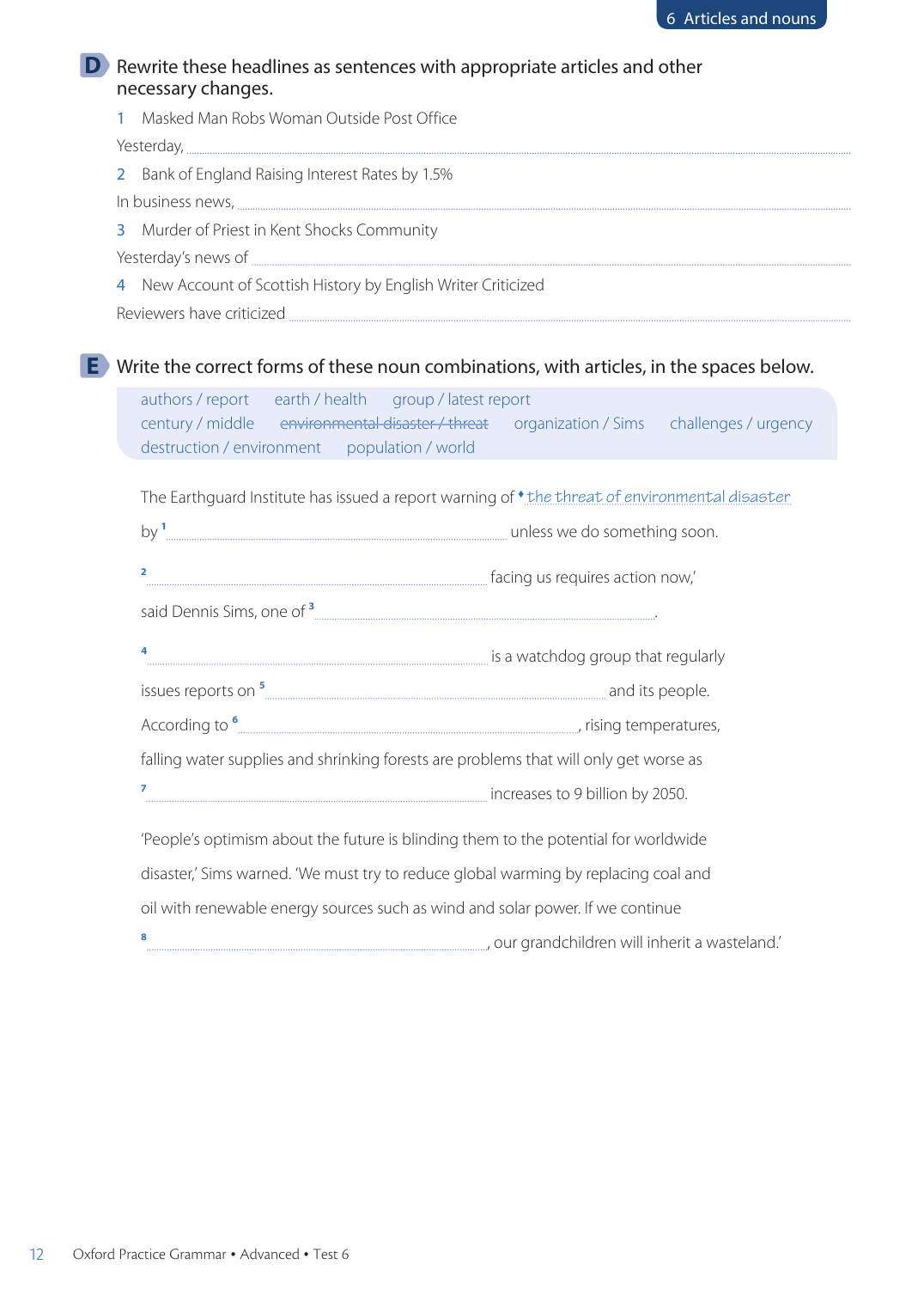## D Rewrite these headlines as sentences with appropriate articles and other necessary changes.

1 Masked Man Robs Woman Outside Post Office

Yesterday, ..............................................................................................................................

2 Bank of England Raising Interest Rates by 1.5%

In business news, ..............................................................................................................................

3 Murder of Priest in Kent Shocks Community

Yesterday's news of ..............................................................................................................................

4 New Account of Scottish History by English Writer Criticized

Reviewers have criticized ..............................................................................................................................

## E Write the correct forms of these noun combinations, with articles, in the spaces below.

authors / report    earth / health    group / latest report
century / middle    ~~environmental disaster / threat~~    organization / Sims    challenges / urgency
destruction / environment    population / world

The Earthguard Institute has issued a report warning of • *the threat of environmental disaster* by [1] .............................................................. unless we do something soon.

[2] .............................................................. facing us requires action now,'

said Dennis Sims, one of [3] ..............................................................

[4] .............................................................. is a watchdog group that regularly

issues reports on [5] .............................................................. and its people.

According to [6] .............................................................., rising temperatures,

falling water supplies and shrinking forests are problems that will only get worse as

[7] .............................................................. increases to 9 billion by 2050.

'People's optimism about the future is blinding them to the potential for worldwide disaster,' Sims warned. 'We must try to reduce global warming by replacing coal and oil with renewable energy sources such as wind and solar power. If we continue

[8] .............................................................., our grandchildren will inherit a wasteland.'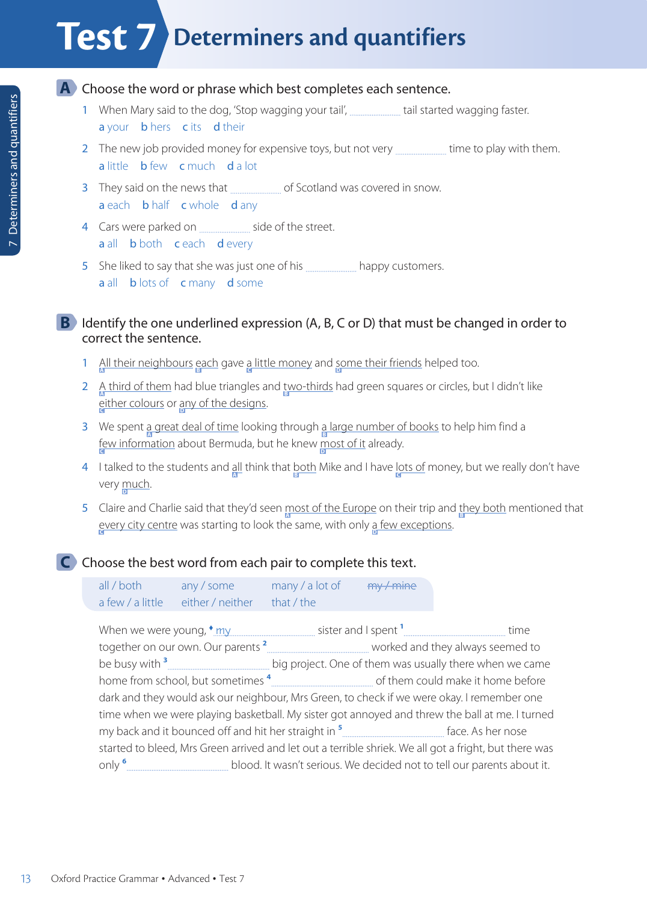# Test 7 Determiners and quantifiers

## A Choose the word or phrase which best completes each sentence.

1. When Mary said to the dog, 'Stop wagging your tail', .................... tail started wagging faster.
   a your  b hers  c its  d their
2. The new job provided money for expensive toys, but not very .................... time to play with them.
   a little  b few  c much  d a lot
3. They said on the news that .................... of Scotland was covered in snow.
   a each  b half  c whole  d any
4. Cars were parked on .................... side of the street.
   a all  b both  c each  d every
5. She liked to say that she was just one of his .................... happy customers.
   a all  b lots of  c many  d some

## B Identify the one underlined expression (A, B, C or D) that must be changed in order to correct the sentence.

1. All their neighbours [A] each [B] gave a little money [C] and some their friends [D] helped too.
2. A third of them [A] had blue triangles and two-thirds [B] had green squares or circles, but I didn't like either colours [C] or any of the designs [D].
3. We spent a great deal of time [A] looking through a large number of books [B] to help him find a few information [C] about Bermuda, but he knew most of it [D] already.
4. I talked to the students and all [A] think that both [B] Mike and I have lots of [C] money, but we really don't have very much [D].
5. Claire and Charlie said that they'd seen most of the Europe [A] on their trip and they both [B] mentioned that every city centre [C] was starting to look the same, with only a few exceptions [D].

## C Choose the best word from each pair to complete this text.

| all / both | any / some | many / a lot of | ~~my / mine~~ |
|---|---|---|---|
| a few / a little | either / neither | that / the | |

When we were young, ♦ *my* .................... sister and I spent [1] .................... time together on our own. Our parents [2] .................... worked and they always seemed to be busy with [3] .................... big project. One of them was usually there when we came home from school, but sometimes [4] .................... of them could make it home before dark and they would ask our neighbour, Mrs Green, to check if we were okay. I remember one time when we were playing basketball. My sister got annoyed and threw the ball at me. I turned my back and it bounced off and hit her straight in [5] .................... face. As her nose started to bleed, Mrs Green arrived and let out a terrible shriek. We all got a fright, but there was only [6] .................... blood. It wasn't serious. We decided not to tell our parents about it.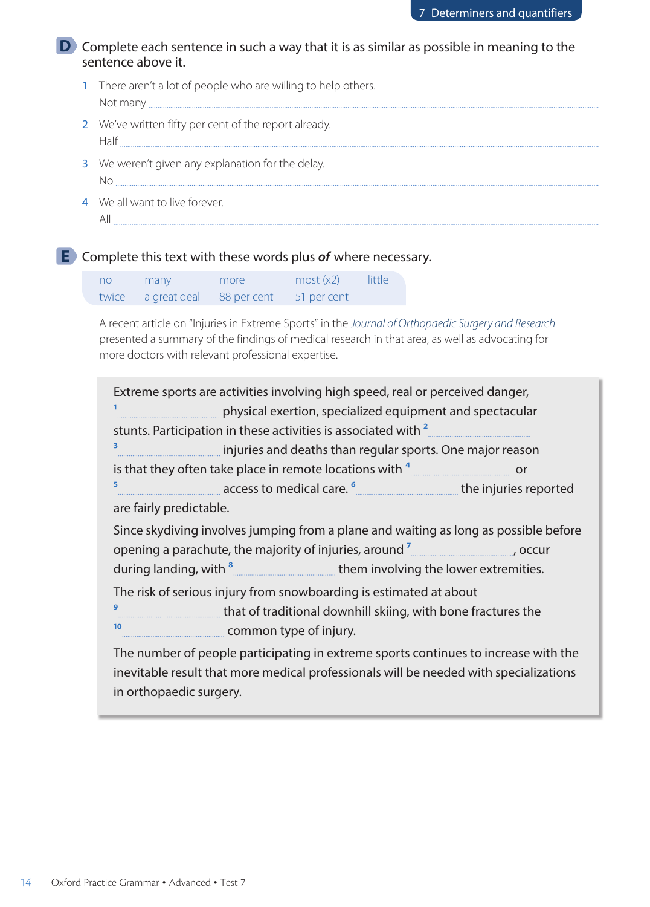**D** Complete each sentence in such a way that it is as similar as possible in meaning to the sentence above it.

1. There aren't a lot of people who are willing to help others.
   Not many ..............................

2. We've written fifty per cent of the report already.
   Half ..............................

3. We weren't given any explanation for the delay.
   No ..............................

4. We all want to live forever.
   All ..............................

**E** Complete this text with these words plus ***of*** where necessary.

| no | many | more | most (x2) | little |
|---|---|---|---|---|
| twice | a great deal | 88 per cent | 51 per cent | |

A recent article on "Injuries in Extreme Sports" in the *Journal of Orthopaedic Surgery and Research* presented a summary of the findings of medical research in that area, as well as advocating for more doctors with relevant professional expertise.

Extreme sports are activities involving high speed, real or perceived danger, [1] .................... physical exertion, specialized equipment and spectacular stunts. Participation in these activities is associated with [2] .................... [3] .................... injuries and deaths than regular sports. One major reason is that they often take place in remote locations with [4] .................... or [5] .................... access to medical care. [6] .................... the injuries reported are fairly predictable.

Since skydiving involves jumping from a plane and waiting as long as possible before opening a parachute, the majority of injuries, around [7] ...................., occur during landing, with [8] .................... them involving the lower extremities.

The risk of serious injury from snowboarding is estimated at about [9] .................... that of traditional downhill skiing, with bone fractures the [10] .................... common type of injury.

The number of people participating in extreme sports continues to increase with the inevitable result that more medical professionals will be needed with specializations in orthopaedic surgery.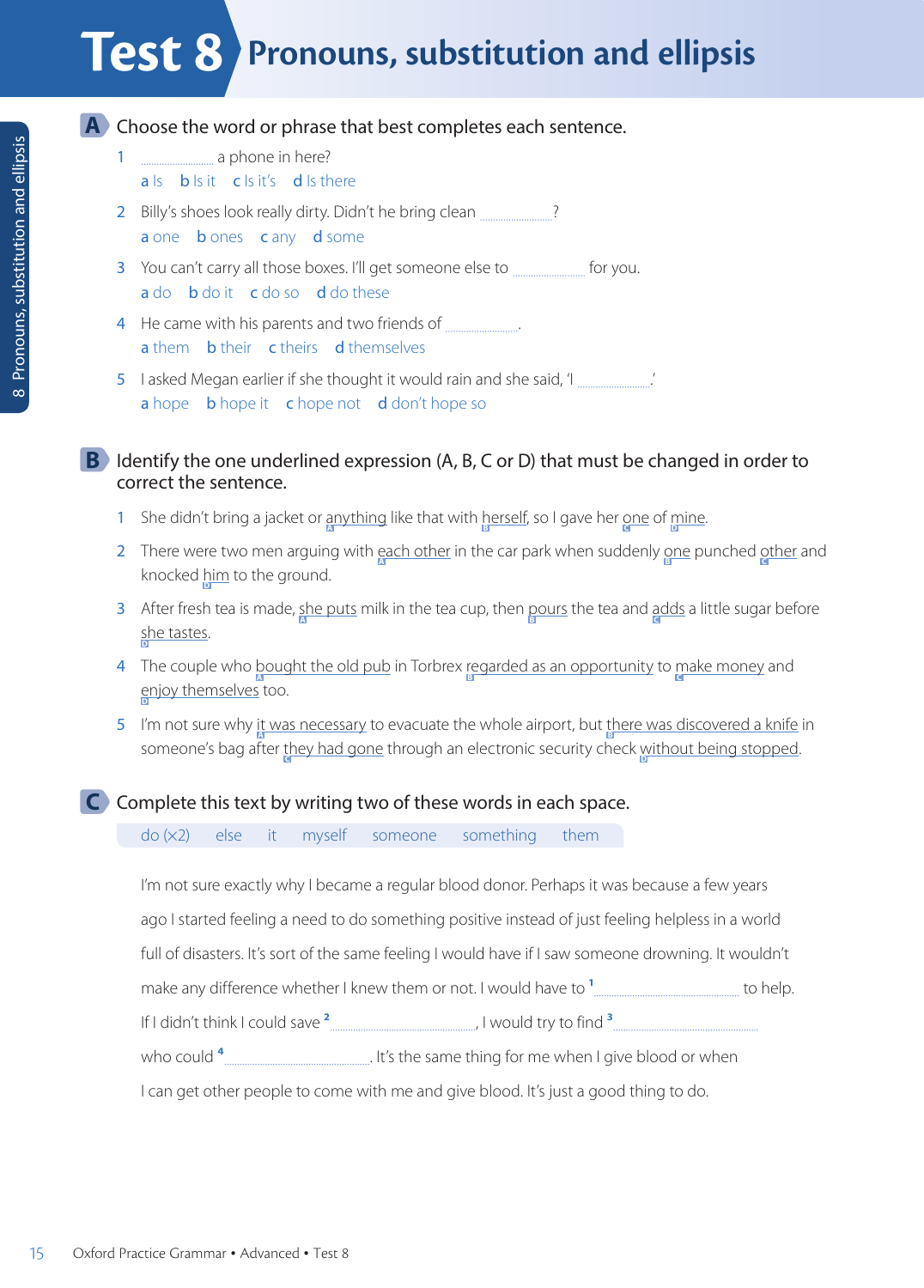# Test 8 Pronouns, substitution and ellipsis

## A Choose the word or phrase that best completes each sentence.

1 .................... a phone in here?
a Is  b Is it  c Is it's  d Is there

2 Billy's shoes look really dirty. Didn't he bring clean ....................?
a one  b ones  c any  d some

3 You can't carry all those boxes. I'll get someone else to .................... for you.
a do  b do it  c do so  d do these

4 He came with his parents and two friends of ....................
a them  b their  c theirs  d themselves

5 I asked Megan earlier if she thought it would rain and she said, 'I ....................'
a hope  b hope it  c hope not  d don't hope so

## B Identify the one underlined expression (A, B, C or D) that must be changed in order to correct the sentence.

1 She didn't bring a jacket or <u>anything</u> (A) like that with <u>herself</u> (B), so I gave her <u>one</u> (C) of <u>mine</u> (D).

2 There were two men arguing with <u>each other</u> (A) in the car park when suddenly <u>one</u> (B) punched <u>other</u> (C) and knocked <u>him</u> (D) to the ground.

3 After fresh tea is made, <u>she puts</u> (A) milk in the tea cup, then <u>pours</u> (B) the tea and <u>adds</u> (C) a little sugar before <u>she tastes</u> (D).

4 The couple who <u>bought the old pub</u> (A) in Torbrex <u>regarded as an opportunity</u> (B) to <u>make money</u> (C) and <u>enjoy themselves</u> (D) too.

5 I'm not sure why <u>it was necessary</u> (A) to evacuate the whole airport, but <u>there was discovered a knife</u> (B) in someone's bag after <u>they had gone</u> (C) through an electronic security check <u>without being stopped</u> (D).

## C Complete this text by writing two of these words in each space.

do (×2)  else  it  myself  someone  something  them

I'm not sure exactly why I became a regular blood donor. Perhaps it was because a few years ago I started feeling a need to do something positive instead of just feeling helpless in a world full of disasters. It's sort of the same feeling I would have if I saw someone drowning. It wouldn't make any difference whether I knew them or not. I would have to [1] .................... to help. If I didn't think I could save [2] ...................., I would try to find [3] .................... who could [4] .................... . It's the same thing for me when I give blood or when I can get other people to come with me and give blood. It's just a good thing to do.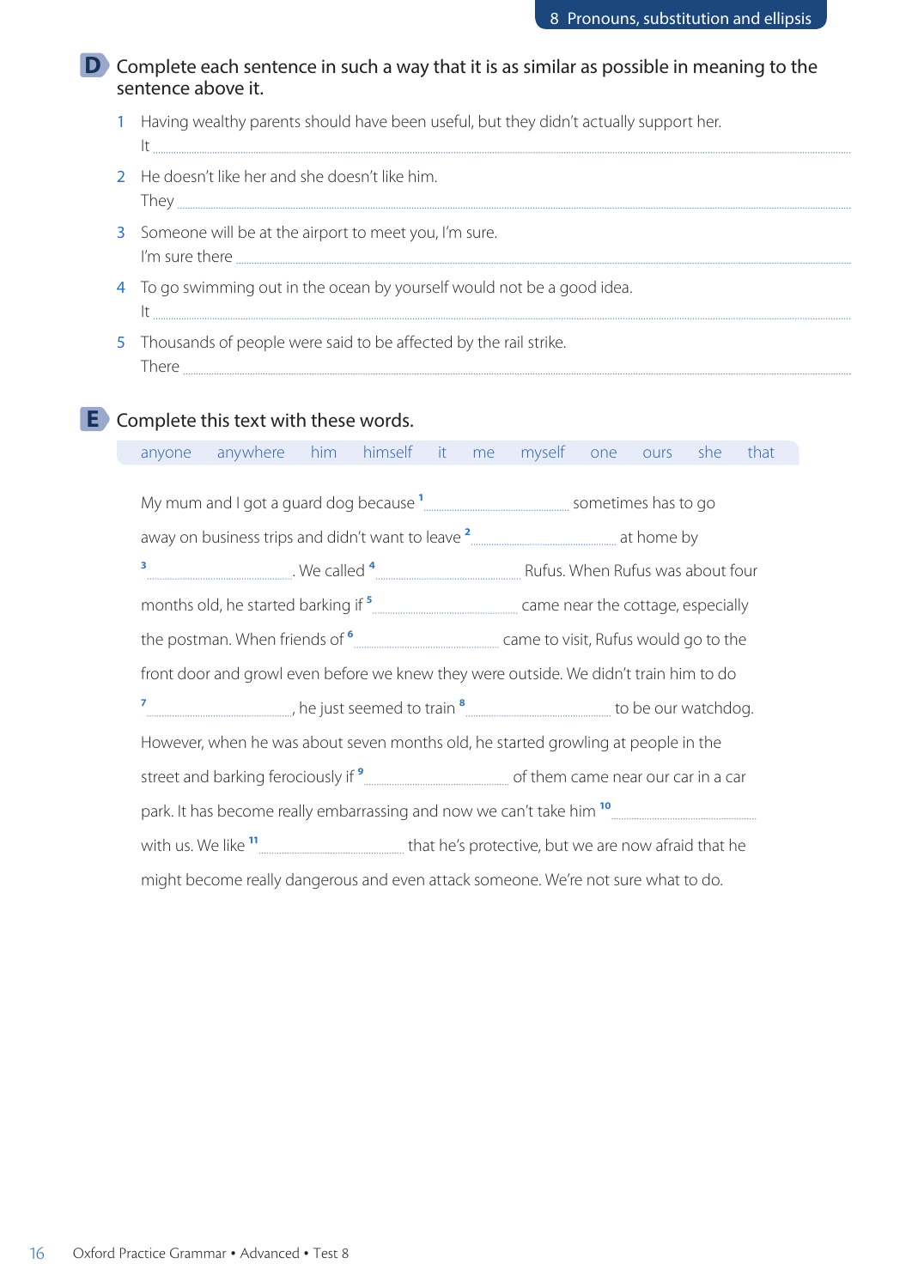## D Complete each sentence in such a way that it is as similar as possible in meaning to the sentence above it.

1. Having wealthy parents should have been useful, but they didn't actually support her.
   It ..............................................................................................................
2. He doesn't like her and she doesn't like him.
   They ..............................................................................................................
3. Someone will be at the airport to meet you, I'm sure.
   I'm sure there ..............................................................................................................
4. To go swimming out in the ocean by yourself would not be a good idea.
   It ..............................................................................................................
5. Thousands of people were said to be affected by the rail strike.
   There ..............................................................................................................

## E Complete this text with these words.

anyone anywhere him himself it me myself one ours she that

My mum and I got a guard dog because [1] .................................... sometimes has to go away on business trips and didn't want to leave [2] .................................... at home by [3] .................................... . We called [4] .................................... Rufus. When Rufus was about four months old, he started barking if [5] .................................... came near the cottage, especially the postman. When friends of [6] .................................... came to visit, Rufus would go to the front door and growl even before we knew they were outside. We didn't train him to do [7] ...................................., he just seemed to train [8] .................................... to be our watchdog. However, when he was about seven months old, he started growling at people in the street and barking ferociously if [9] .................................... of them came near our car in a car park. It has become really embarrassing and now we can't take him [10] .................................... with us. We like [11] .................................... that he's protective, but we are now afraid that he might become really dangerous and even attack someone. We're not sure what to do.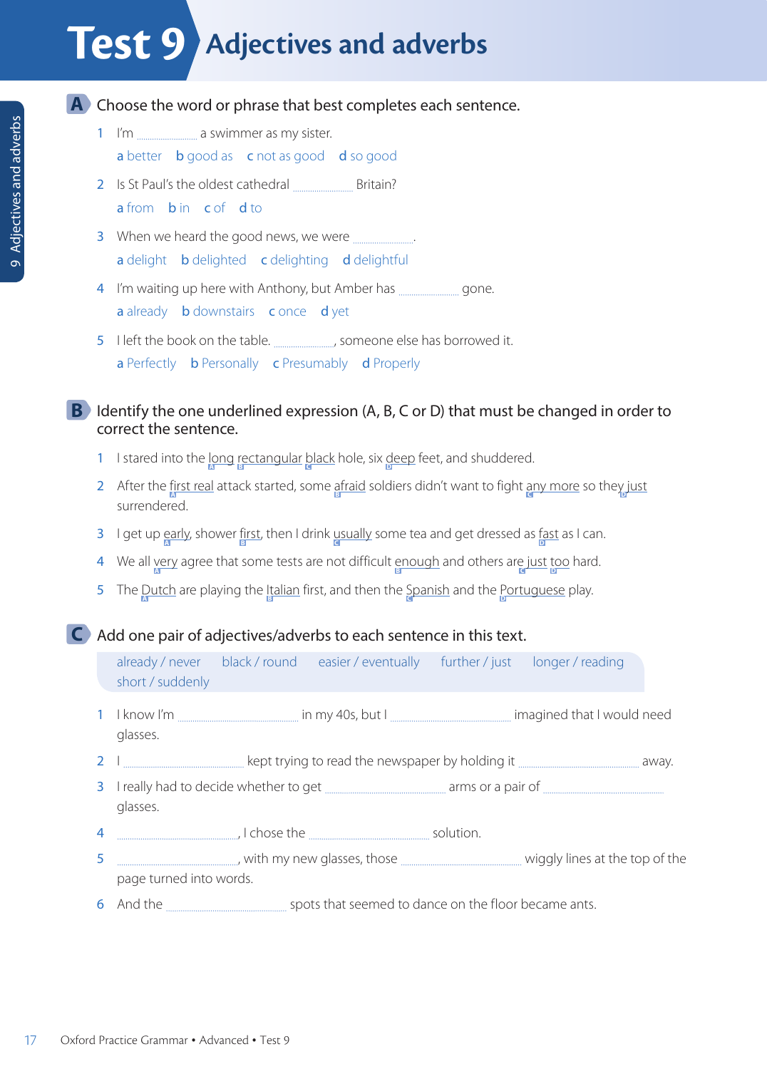# Test 9 Adjectives and adverbs

**A** Choose the word or phrase that best completes each sentence.

1 I'm .................. a swimmer as my sister.
a better b good as c not as good d so good

2 Is St Paul's the oldest cathedral .................. Britain?
a from b in c of d to

3 When we heard the good news, we were .................. .
a delight b delighted c delighting d delightful

4 I'm waiting up here with Anthony, but Amber has .................. gone.
a already b downstairs c once d yet

5 I left the book on the table. .................., someone else has borrowed it.
a Perfectly b Personally c Presumably d Properly

**B** Identify the one underlined expression (A, B, C or D) that must be changed in order to correct the sentence.

1 I stared into the <u>long</u> (A) <u>rectangular</u> (B) <u>black</u> (C) hole, six <u>deep</u> (D) feet, and shuddered.

2 After the <u>first real</u> (A) attack started, some <u>afraid</u> (B) soldiers didn't want to fight <u>any more</u> (C) so they <u>just</u> (D) surrendered.

3 I get up <u>early</u> (A), shower <u>first</u> (B), then I drink <u>usually</u> (C) some tea and get dressed as <u>fast</u> (D) as I can.

4 We all <u>very</u> (A) agree that some tests are not difficult <u>enough</u> (B) and others are <u>just</u> (C) <u>too</u> (D) hard.

5 The <u>Dutch</u> (A) are playing the <u>Italian</u> (B) first, and then the <u>Spanish</u> (C) and the <u>Portuguese</u> (D) play.

**C** Add one pair of adjectives/adverbs to each sentence in this text.

already / never   black / round   easier / eventually   further / just   longer / reading   short / suddenly

1 I know I'm .............................. in my 40s, but I .............................. imagined that I would need glasses.

2 I .............................. kept trying to read the newspaper by holding it .............................. away.

3 I really had to decide whether to get .............................. arms or a pair of .............................. glasses.

4 .............................., I chose the .............................. solution.

5 .............................., with my new glasses, those .............................. wiggly lines at the top of the page turned into words.

6 And the .............................. spots that seemed to dance on the floor became ants.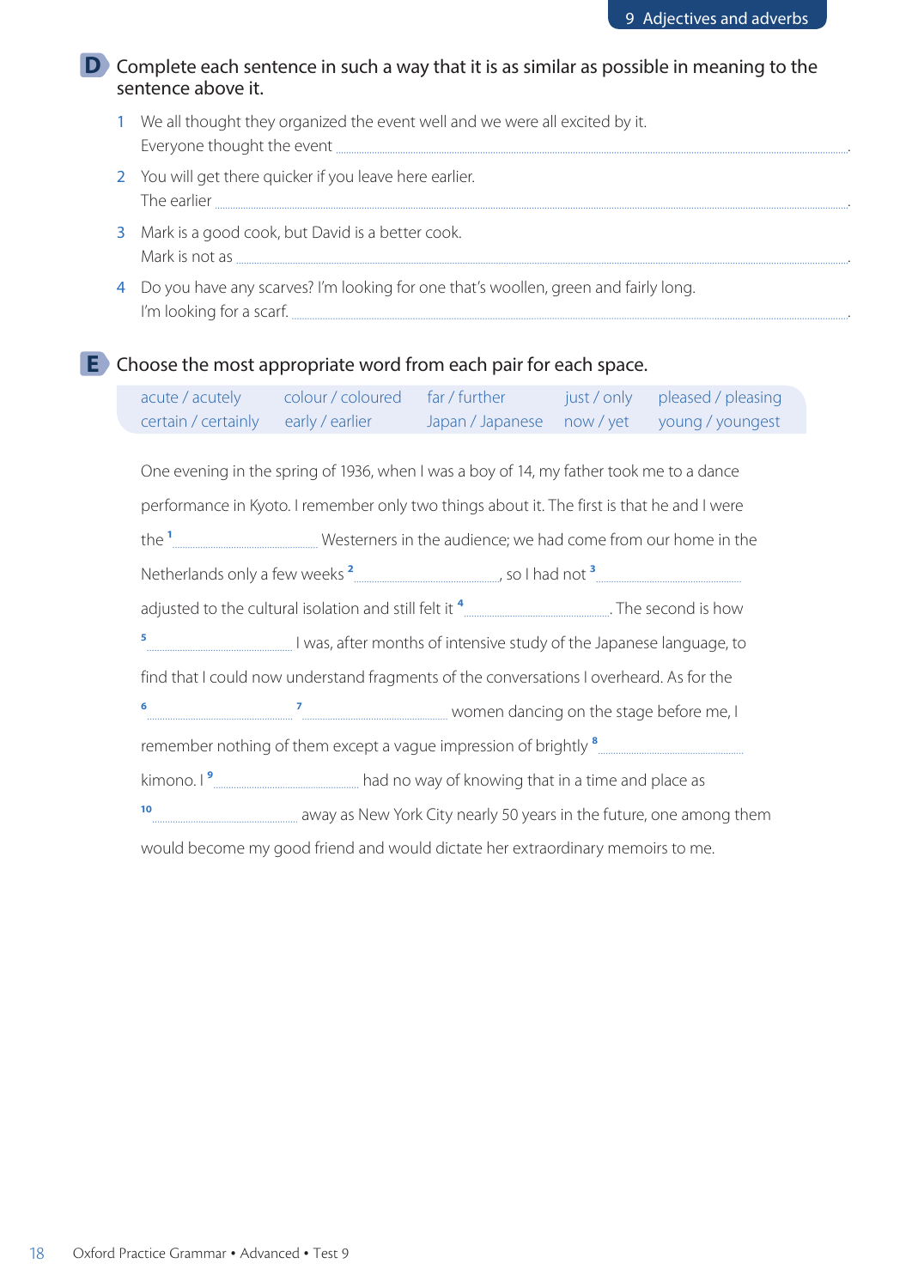## D Complete each sentence in such a way that it is as similar as possible in meaning to the sentence above it.

1 We all thought they organized the event well and we were all excited by it.
Everyone thought the event ................................................................................................................................................................

2 You will get there quicker if you leave here earlier.
The earlier ................................................................................................................................................................

3 Mark is a good cook, but David is a better cook.
Mark is not as ................................................................................................................................................................

4 Do you have any scarves? I'm looking for one that's woollen, green and fairly long.
I'm looking for a scarf. ................................................................................................................................................................

## E Choose the most appropriate word from each pair for each space.

| acute / acutely | colour / coloured | far / further | just / only | pleased / pleasing |
|---|---|---|---|---|
| certain / certainly | early / earlier | Japan / Japanese | now / yet | young / youngest |

One evening in the spring of 1936, when I was a boy of 14, my father took me to a dance performance in Kyoto. I remember only two things about it. The first is that he and I were the [1] ........................ Westerners in the audience; we had come from our home in the Netherlands only a few weeks [2] ........................, so I had not [3] ........................ adjusted to the cultural isolation and still felt it [4] ......................... The second is how [5] ........................ I was, after months of intensive study of the Japanese language, to find that I could now understand fragments of the conversations I overheard. As for the [6] ........................ [7] ........................ women dancing on the stage before me, I remember nothing of them except a vague impression of brightly [8] ........................ kimono. I [9] ........................ had no way of knowing that in a time and place as [10] ........................ away as New York City nearly 50 years in the future, one among them would become my good friend and would dictate her extraordinary memoirs to me.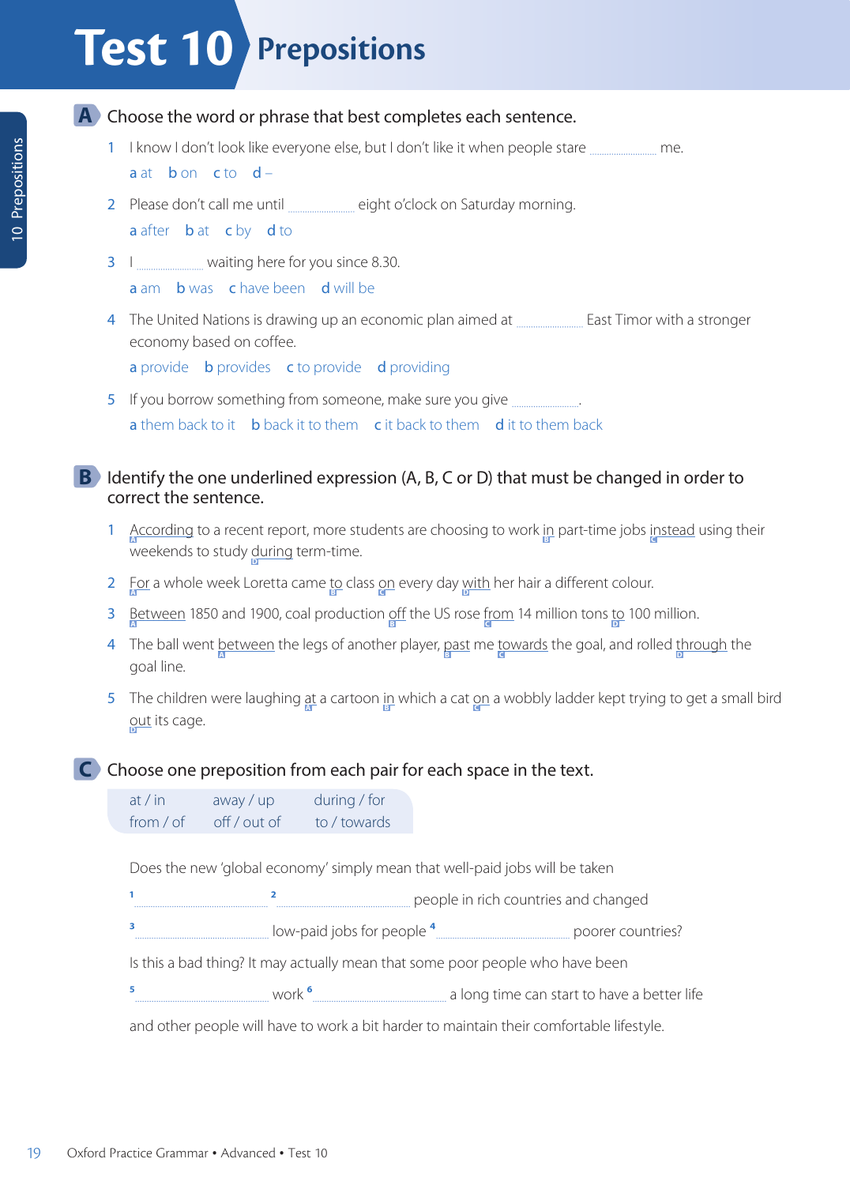# Test 10 Prepositions

## A Choose the word or phrase that best completes each sentence.

1. I know I don't look like everyone else, but I don't like it when people stare .................... me.
   a at  b on  c to  d –

2. Please don't call me until .................... eight o'clock on Saturday morning.
   a after  b at  c by  d to

3. I .................... waiting here for you since 8.30.
   a am  b was  c have been  d will be

4. The United Nations is drawing up an economic plan aimed at .................... East Timor with a stronger economy based on coffee.
   a provide  b provides  c to provide  d providing

5. If you borrow something from someone, make sure you give .................... .
   a them back to it  b back it to them  c it back to them  d it to them back

## B Identify the one underlined expression (A, B, C or D) that must be changed in order to correct the sentence.

1. According (A) to a recent report, more students are choosing to work in (B) part-time jobs instead (C) using their weekends to study during (D) term-time.

2. For (A) a whole week Loretta came to (B) class on (C) every day with (D) her hair a different colour.

3. Between (A) 1850 and 1900, coal production off (B) the US rose from (C) 14 million tons to (D) 100 million.

4. The ball went between (A) the legs of another player, past (B) me towards (C) the goal, and rolled through (D) the goal line.

5. The children were laughing at (A) a cartoon in (B) which a cat on (C) a wobbly ladder kept trying to get a small bird out (D) its cage.

## C Choose one preposition from each pair for each space in the text.

| | | |
|---|---|---|
| at / in | away / up | during / for |
| from / of | off / out of | to / towards |

Does the new 'global economy' simply mean that well-paid jobs will be taken [1] .................... [2] .................... people in rich countries and changed [3] .................... low-paid jobs for people [4] .................... poorer countries? Is this a bad thing? It may actually mean that some poor people who have been [5] .................... work [6] .................... a long time can start to have a better life and other people will have to work a bit harder to maintain their comfortable lifestyle.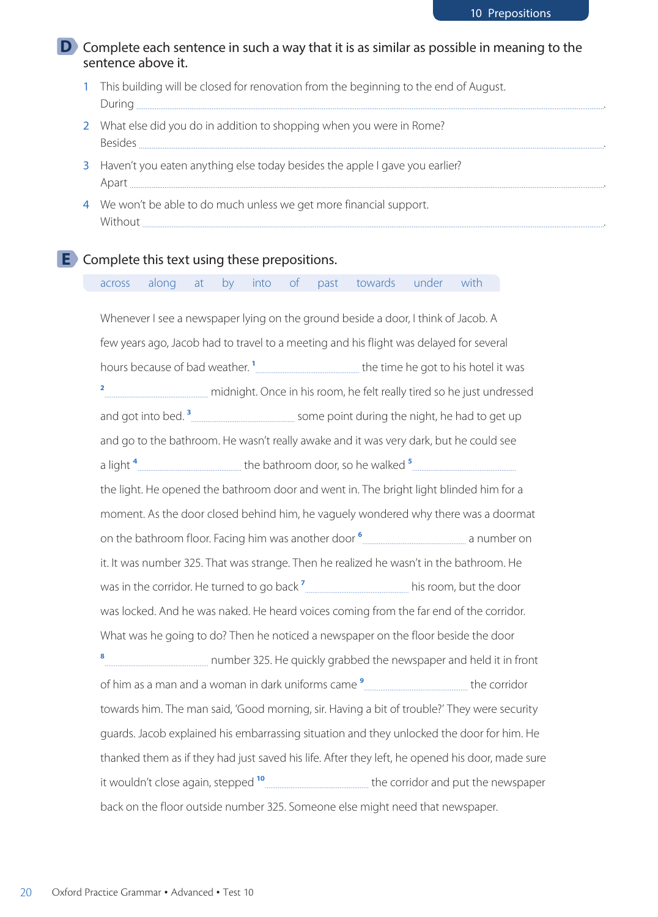## D Complete each sentence in such a way that it is as similar as possible in meaning to the sentence above it.

1. This building will be closed for renovation from the beginning to the end of August.
   During .............................................................................................................
2. What else did you do in addition to shopping when you were in Rome?
   Besides .............................................................................................................
3. Haven't you eaten anything else today besides the apple I gave you earlier?
   Apart .............................................................................................................
4. We won't be able to do much unless we get more financial support.
   Without .............................................................................................................

## E Complete this text using these prepositions.

across along at by into of past towards under with

Whenever I see a newspaper lying on the ground beside a door, I think of Jacob. A few years ago, Jacob had to travel to a meeting and his flight was delayed for several hours because of bad weather. [1] .............................. the time he got to his hotel it was [2] .............................. midnight. Once in his room, he felt really tired so he just undressed and got into bed. [3] .............................. some point during the night, he had to get up and go to the bathroom. He wasn't really awake and it was very dark, but he could see a light [4] .............................. the bathroom door, so he walked [5] .............................. the light. He opened the bathroom door and went in. The bright light blinded him for a moment. As the door closed behind him, he vaguely wondered why there was a doormat on the bathroom floor. Facing him was another door [6] .............................. a number on it. It was number 325. That was strange. Then he realized he wasn't in the bathroom. He was in the corridor. He turned to go back [7] .............................. his room, but the door was locked. And he was naked. He heard voices coming from the far end of the corridor. What was he going to do? Then he noticed a newspaper on the floor beside the door [8] .............................. number 325. He quickly grabbed the newspaper and held it in front of him as a man and a woman in dark uniforms came [9] .............................. the corridor towards him. The man said, 'Good morning, sir. Having a bit of trouble?' They were security guards. Jacob explained his embarrassing situation and they unlocked the door for him. He thanked them as if they had just saved his life. After they left, he opened his door, made sure it wouldn't close again, stepped [10] .............................. the corridor and put the newspaper back on the floor outside number 325. Someone else might need that newspaper.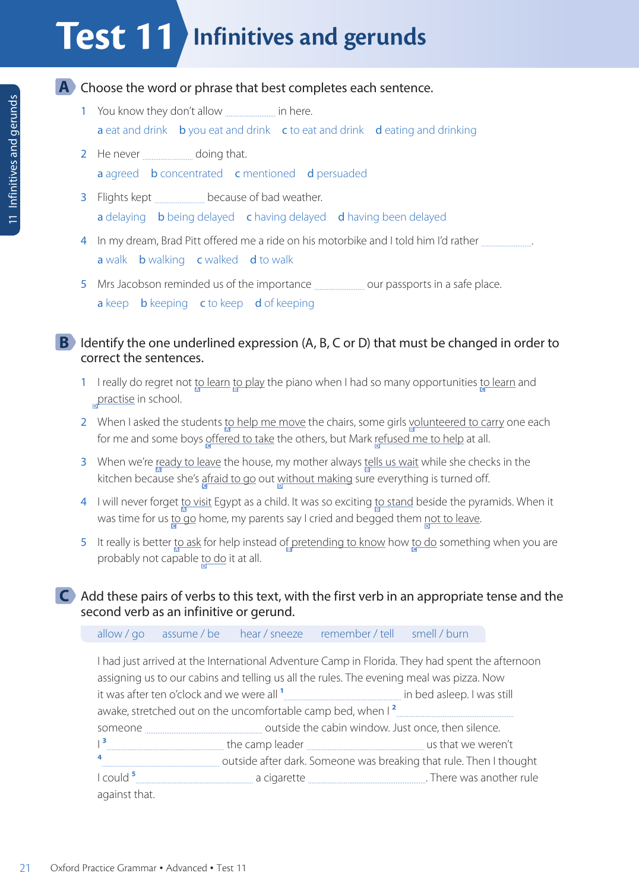# Test 11 Infinitives and gerunds

## A Choose the word or phrase that best completes each sentence.

1. You know they don't allow .................... in here.
   a eat and drink  b you eat and drink  c to eat and drink  d eating and drinking

2. He never .................... doing that.
   a agreed  b concentrated  c mentioned  d persuaded

3. Flights kept .................... because of bad weather.
   a delaying  b being delayed  c having delayed  d having been delayed

4. In my dream, Brad Pitt offered me a ride on his motorbike and I told him I'd rather .....................
   a walk  b walking  c walked  d to walk

5. Mrs Jacobson reminded us of the importance .................... our passports in a safe place.
   a keep  b keeping  c to keep  d of keeping

## B Identify the one underlined expression (A, B, C or D) that must be changed in order to correct the sentences.

1. I really do regret not <u>to learn</u> (A) <u>to play</u> (B) the piano when I had so many opportunities <u>to learn</u> (C) and <u>practise</u> (D) in school.

2. When I asked the students <u>to help me move</u> (A) the chairs, some girls <u>volunteered to carry</u> (B) one each for me and some boys <u>offered to take</u> (C) the others, but Mark <u>refused me to help</u> (D) at all.

3. When we're <u>ready to leave</u> (A) the house, my mother always <u>tells us wait</u> (B) while she checks in the kitchen because she's <u>afraid to go</u> (C) out <u>without making</u> (D) sure everything is turned off.

4. I will never forget <u>to visit</u> (A) Egypt as a child. It was so exciting <u>to stand</u> (B) beside the pyramids. When it was time for us <u>to go</u> (C) home, my parents say I cried and begged them <u>not to leave</u> (D).

5. It really is better <u>to ask</u> (A) for help instead of <u>pretending to know</u> (B) how <u>to do</u> (C) something when you are probably not capable <u>to do</u> (D) it at all.

## C Add these pairs of verbs to this text, with the first verb in an appropriate tense and the second verb as an infinitive or gerund.

allow / go  assume / be  hear / sneeze  remember / tell  smell / burn

I had just arrived at the International Adventure Camp in Florida. They had spent the afternoon assigning us to our cabins and telling us all the rules. The evening meal was pizza. Now it was after ten o'clock and we were all [1] ........................................ in bed asleep. I was still awake, stretched out on the uncomfortable camp bed, when I [2] ........................................ someone ........................................ outside the cabin window. Just once, then silence. I [3] ........................................ the camp leader ........................................ us that we weren't [4] ........................................ outside after dark. Someone was breaking that rule. Then I thought I could [5] ........................................ a cigarette ......................................... There was another rule against that.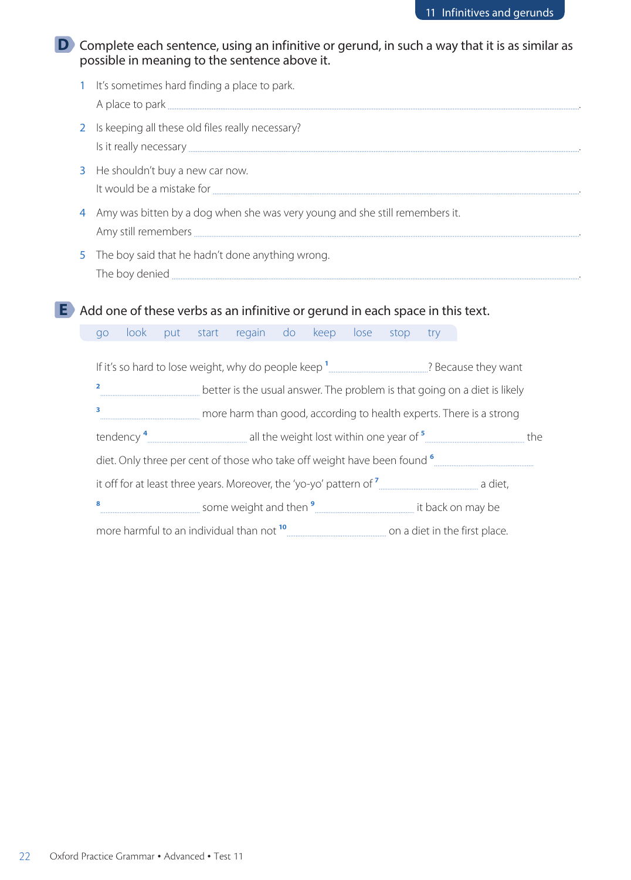## D Complete each sentence, using an infinitive or gerund, in such a way that it is as similar as possible in meaning to the sentence above it.

1. It's sometimes hard finding a place to park.
   A place to park ............................................................................................................................................
2. Is keeping all these old files really necessary?
   Is it really necessary ......................................................................................................................................
3. He shouldn't buy a new car now.
   It would be a mistake for ...............................................................................................................................
4. Amy was bitten by a dog when she was very young and she still remembers it.
   Amy still remembers ......................................................................................................................................
5. The boy said that he hadn't done anything wrong.
   The boy denied ..............................................................................................................................................

## E Add one of these verbs as an infinitive or gerund in each space in this text.

go   look   put   start   regain   do   keep   lose   stop   try

If it's so hard to lose weight, why do people keep [1] .............................? Because they want [2] ............................. better is the usual answer. The problem is that going on a diet is likely [3] ............................. more harm than good, according to health experts. There is a strong tendency [4] ............................. all the weight lost within one year of [5] ............................. the diet. Only three per cent of those who take off weight have been found [6] ............................. it off for at least three years. Moreover, the 'yo-yo' pattern of [7] ............................. a diet, [8] ............................. some weight and then [9] ............................. it back on may be more harmful to an individual than not [10] ............................. on a diet in the first place.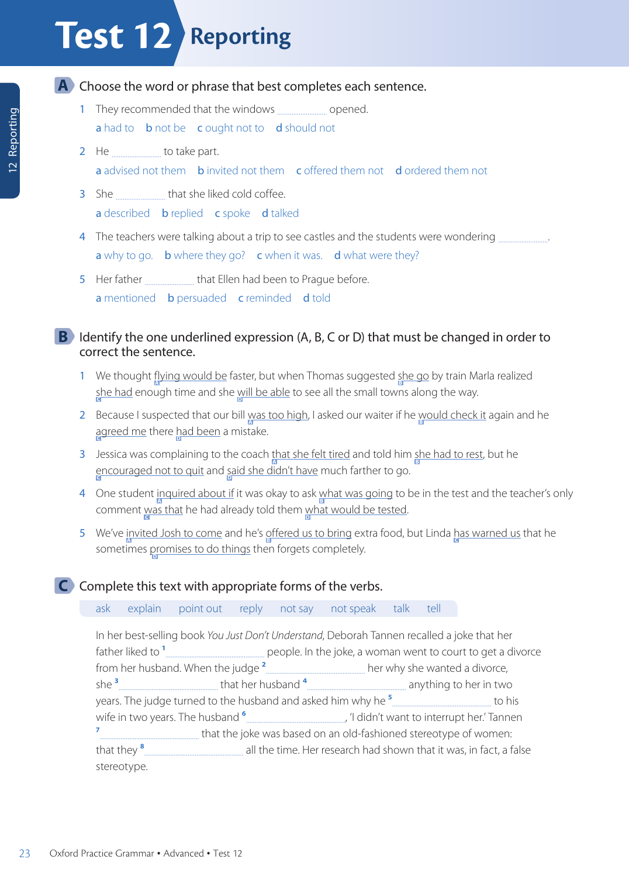# Test 12 Reporting

## A Choose the word or phrase that best completes each sentence.

1 They recommended that the windows .................... opened.
a had to  b not be  c ought not to  d should not

2 He .................... to take part.
a advised not them  b invited not them  c offered them not  d ordered them not

3 She .................... that she liked cold coffee.
a described  b replied  c spoke  d talked

4 The teachers were talking about a trip to see castles and the students were wondering .....................
a why to go.  b where they go?  c when it was.  d what were they?

5 Her father .................... that Ellen had been to Prague before.
a mentioned  b persuaded  c reminded  d told

## B Identify the one underlined expression (A, B, C or D) that must be changed in order to correct the sentence.

1 We thought flying would be (A) faster, but when Thomas suggested she go (B) by train Marla realized she had (C) enough time and she will be able (D) to see all the small towns along the way.

2 Because I suspected that our bill was too high (A), I asked our waiter if he would check it (B) again and he agreed me (C) there had been (D) a mistake.

3 Jessica was complaining to the coach that she felt tired (A) and told him she had to rest (B), but he encouraged not to quit (C) and said she didn't have (D) much farther to go.

4 One student inquired about if (A) it was okay to ask what was going (B) to be in the test and the teacher's only comment was that (C) he had already told them what would be tested (D).

5 We've invited Josh to come (A) and he's offered us to bring (B) extra food, but Linda has warned us (C) that he sometimes promises to do things (D) then forgets completely.

## C Complete this text with appropriate forms of the verbs.

ask  explain  point out  reply  not say  not speak  talk  tell

In her best-selling book *You Just Don't Understand*, Deborah Tannen recalled a joke that her father liked to [1] .............................. people. In the joke, a woman went to court to get a divorce from her husband. When the judge [2] .............................. her why she wanted a divorce, she [3] .............................. that her husband [4] .............................. anything to her in two years. The judge turned to the husband and asked him why he [5] .............................. to his wife in two years. The husband [6] .............................., 'I didn't want to interrupt her.' Tannen [7] .............................. that the joke was based on an old-fashioned stereotype of women: that they [8] .............................. all the time. Her research had shown that it was, in fact, a false stereotype.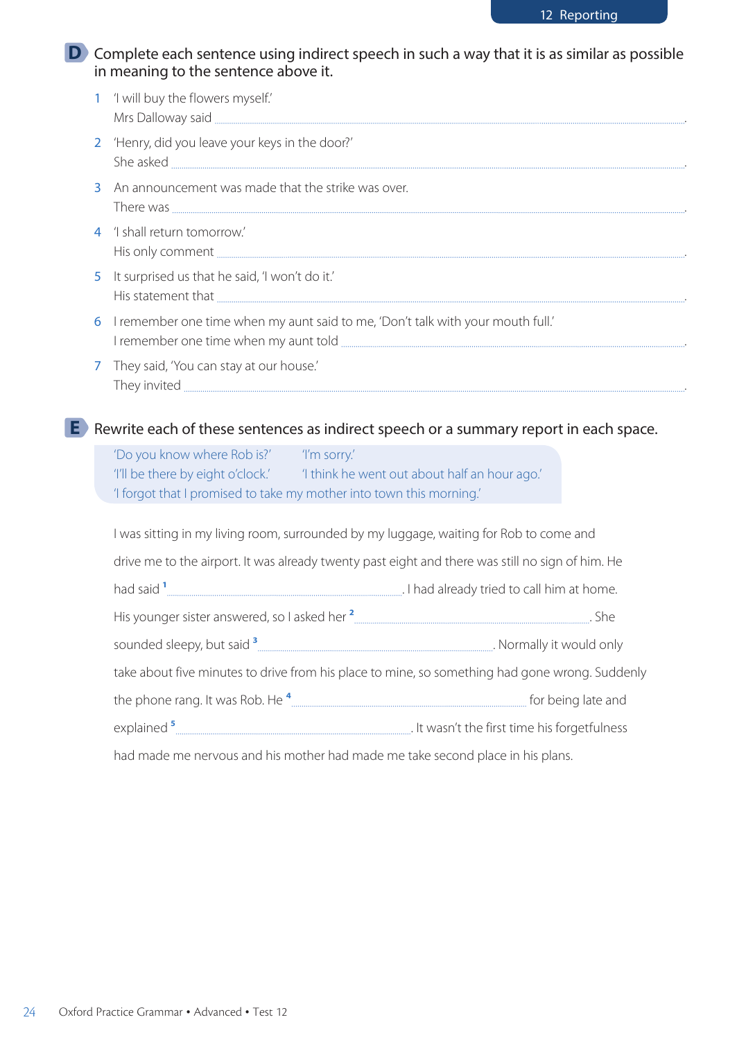## D Complete each sentence using indirect speech in such a way that it is as similar as possible in meaning to the sentence above it.

1 'I will buy the flowers myself.'
Mrs Dalloway said ..................................................................................................................................

2 'Henry, did you leave your keys in the door?'
She asked ..................................................................................................................................

3 An announcement was made that the strike was over.
There was ..................................................................................................................................

4 'I shall return tomorrow.'
His only comment ..................................................................................................................................

5 It surprised us that he said, 'I won't do it.'
His statement that ..................................................................................................................................

6 I remember one time when my aunt said to me, 'Don't talk with your mouth full.'
I remember one time when my aunt told ..................................................................................................................................

7 They said, 'You can stay at our house.'
They invited ..................................................................................................................................

## E Rewrite each of these sentences as indirect speech or a summary report in each space.

'Do you know where Rob is?'
'I'm sorry.'
'I'll be there by eight o'clock.'
'I think he went out about half an hour ago.'
'I forgot that I promised to take my mother into town this morning.'

I was sitting in my living room, surrounded by my luggage, waiting for Rob to come and drive me to the airport. It was already twenty past eight and there was still no sign of him. He had said [1] .................................................. I had already tried to call him at home. His younger sister answered, so I asked her [2] .................................................. She sounded sleepy, but said [3] .................................................. Normally it would only take about five minutes to drive from his place to mine, so something had gone wrong. Suddenly the phone rang. It was Rob. He [4] .................................................. for being late and explained [5] .................................................. It wasn't the first time his forgetfulness had made me nervous and his mother had made me take second place in his plans.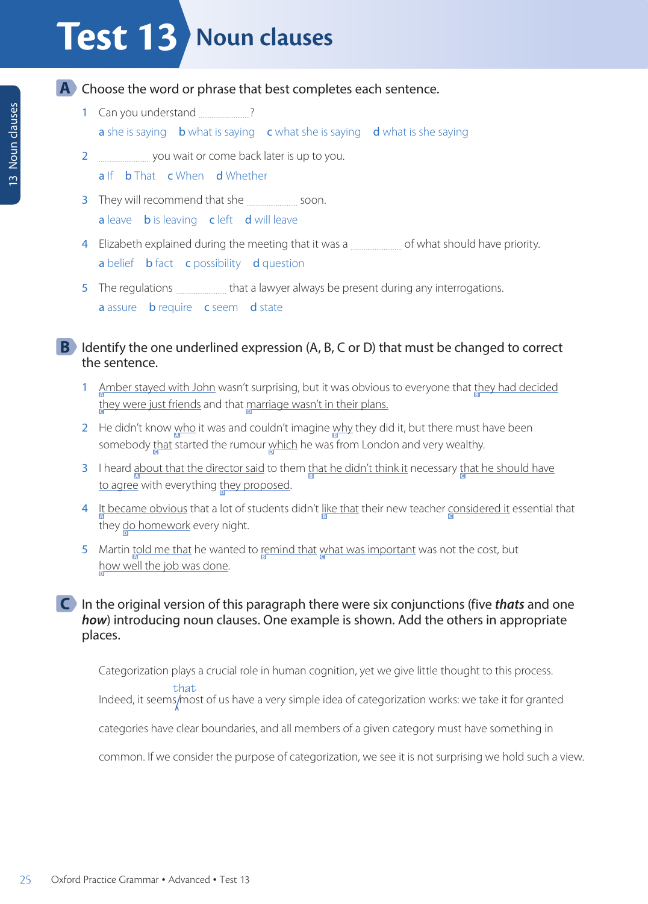# Test 13 Noun clauses

## A Choose the word or phrase that best completes each sentence.

1. Can you understand ..................?
   a she is saying  b what is saying  c what she is saying  d what is she saying

2. .................. you wait or come back later is up to you.
   a If  b That  c When  d Whether

3. They will recommend that she .................. soon.
   a leave  b is leaving  c left  d will leave

4. Elizabeth explained during the meeting that it was a .................. of what should have priority.
   a belief  b fact  c possibility  d question

5. The regulations .................. that a lawyer always be present during any interrogations.
   a assure  b require  c seem  d state

## B Identify the one underlined expression (A, B, C or D) that must be changed to correct the sentence.

1. Amber stayed with John [A] wasn't surprising, but it was obvious to everyone that they had decided [B] they were just friends [C] and that marriage wasn't in their plans. [D]

2. He didn't know who [A] it was and couldn't imagine why [B] they did it, but there must have been somebody that [C] started the rumour which [D] he was from London and very wealthy.

3. I heard about that the director said [A] to them that he didn't think it [B] necessary that he should have to agree [C] with everything they proposed. [D]

4. It became obvious [A] that a lot of students didn't like that [B] their new teacher considered it [C] essential that they do homework [D] every night.

5. Martin told me that [A] he wanted to remind that [B] what was important [C] was not the cost, but how well the job was done. [D]

## C In the original version of this paragraph there were six conjunctions (five *thats* and one *how*) introducing noun clauses. One example is shown. Add the others in appropriate places.

Categorization plays a crucial role in human cognition, yet we give little thought to this process. Indeed, it seems ^that most of us have a very simple idea of categorization works: we take it for granted categories have clear boundaries, and all members of a given category must have something in common. If we consider the purpose of categorization, we see it is not surprising we hold such a view.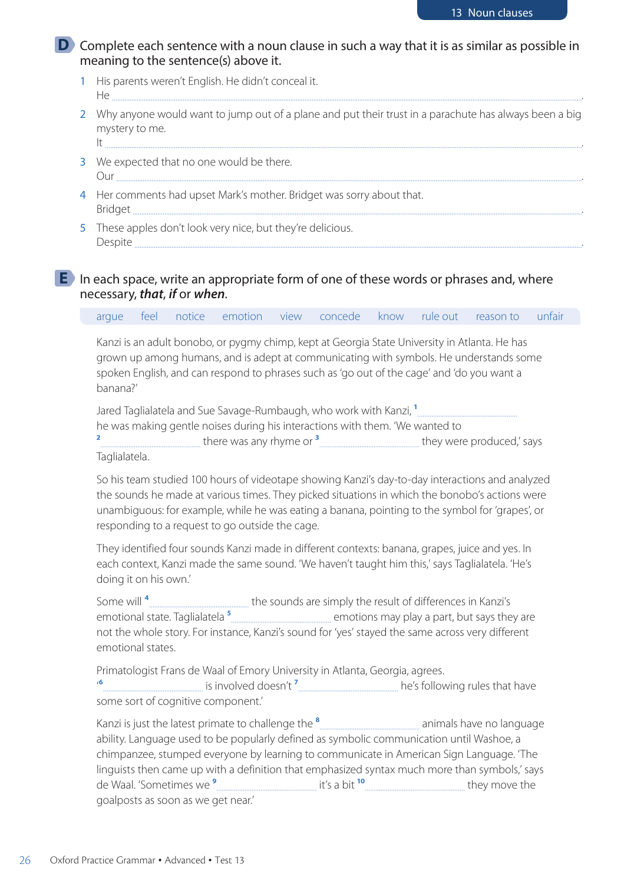## D Complete each sentence with a noun clause in such a way that it is as similar as possible in meaning to the sentence(s) above it.

1. His parents weren't English. He didn't conceal it.
   He ..................................................................................................................................................................
2. Why anyone would want to jump out of a plane and put their trust in a parachute has always been a big mystery to me.
   It ..................................................................................................................................................................
3. We expected that no one would be there.
   Our ..................................................................................................................................................................
4. Her comments had upset Mark's mother. Bridget was sorry about that.
   Bridget ..................................................................................................................................................................
5. These apples don't look very nice, but they're delicious.
   Despite ..................................................................................................................................................................

## E In each space, write an appropriate form of one of these words or phrases and, where necessary, ***that***, ***if*** or ***when***.

argue feel notice emotion view concede know rule out reason to unfair

Kanzi is an adult bonobo, or pygmy chimp, kept at Georgia State University in Atlanta. He has grown up among humans, and is adept at communicating with symbols. He understands some spoken English, and can respond to phrases such as 'go out of the cage' and 'do you want a banana?'

Jared Taglialatela and Sue Savage-Rumbaugh, who work with Kanzi, [1] .............................. he was making gentle noises during his interactions with them. 'We wanted to [2] .............................. there was any rhyme or [3] .............................. they were produced,' says Taglialatela.

So his team studied 100 hours of videotape showing Kanzi's day-to-day interactions and analyzed the sounds he made at various times. They picked situations in which the bonobo's actions were unambiguous: for example, while he was eating a banana, pointing to the symbol for 'grapes', or responding to a request to go outside the cage.

They identified four sounds Kanzi made in different contexts: banana, grapes, juice and yes. In each context, Kanzi made the same sound. 'We haven't taught him this,' says Taglialatela. 'He's doing it on his own.'

Some will [4] .............................. the sounds are simply the result of differences in Kanzi's emotional state. Taglialatela [5] .............................. emotions may play a part, but says they are not the whole story. For instance, Kanzi's sound for 'yes' stayed the same across very different emotional states.

Primatologist Frans de Waal of Emory University in Atlanta, Georgia, agrees. '[6] .............................. is involved doesn't [7] .............................. he's following rules that have some sort of cognitive component.'

Kanzi is just the latest primate to challenge the [8] .............................. animals have no language ability. Language used to be popularly defined as symbolic communication until Washoe, a chimpanzee, stumped everyone by learning to communicate in American Sign Language. 'The linguists then came up with a definition that emphasized syntax much more than symbols,' says de Waal. 'Sometimes we [9] .............................. it's a bit [10] .............................. they move the goalposts as soon as we get near.'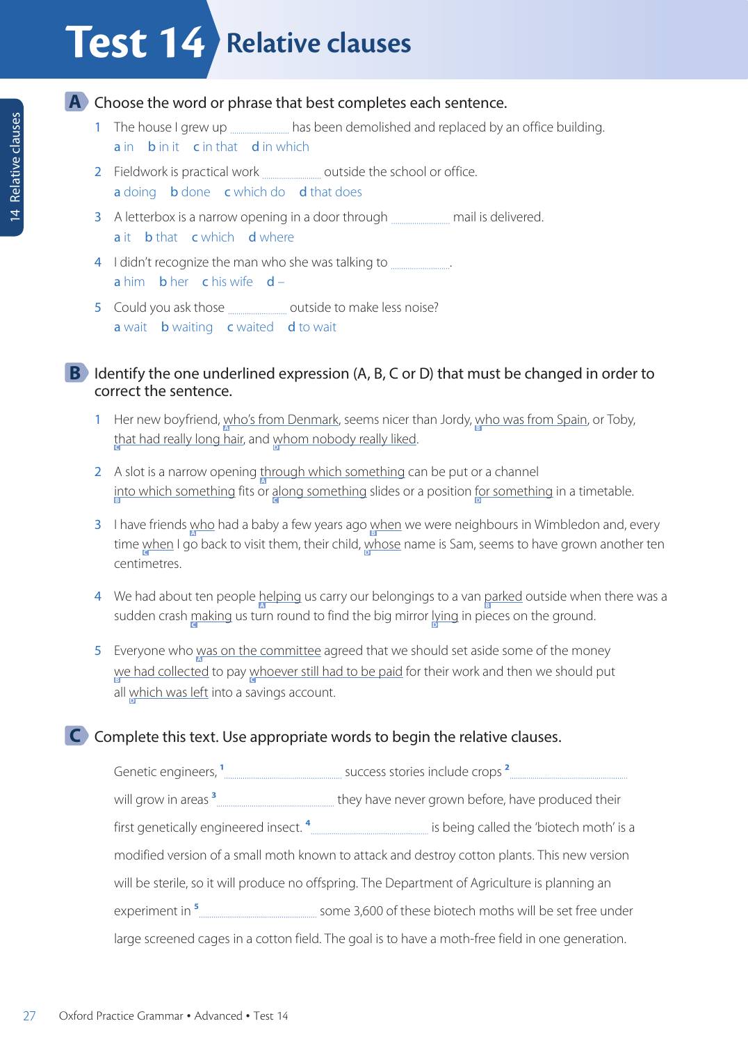# Test 14 Relative clauses

## A Choose the word or phrase that best completes each sentence.

1. The house I grew up .................... has been demolished and replaced by an office building.
   a in   b in it   c in that   d in which
2. Fieldwork is practical work .................... outside the school or office.
   a doing   b done   c which do   d that does
3. A letterbox is a narrow opening in a door through .................... mail is delivered.
   a it   b that   c which   d where
4. I didn't recognize the man who she was talking to .................... .
   a him   b her   c his wife   d –
5. Could you ask those .................... outside to make less noise?
   a wait   b waiting   c waited   d to wait

## B Identify the one underlined expression (A, B, C or D) that must be changed in order to correct the sentence.

1. Her new boyfriend, <u>who's from Denmark</u> (A), seems nicer than Jordy, <u>who was from Spain</u> (B), or Toby, <u>that had really long hair</u> (C), and <u>whom nobody really liked</u> (D).
2. A slot is a narrow opening <u>through which something</u> (A) can be put or a channel <u>into which something</u> (B) fits or <u>along something</u> (C) slides or a position <u>for something</u> (D) in a timetable.
3. I have friends <u>who</u> (A) had a baby a few years ago <u>when</u> (B) we were neighbours in Wimbledon and, every time <u>when</u> (C) I go back to visit them, their child, <u>whose</u> (D) name is Sam, seems to have grown another ten centimetres.
4. We had about ten people <u>helping</u> (A) us carry our belongings to a van <u>parked</u> (B) outside when there was a sudden crash <u>making</u> (C) us turn round to find the big mirror <u>lying</u> (D) in pieces on the ground.
5. Everyone who <u>was on the committee</u> (A) agreed that we should set aside some of the money <u>we had collected</u> (B) to pay <u>whoever still had to be paid</u> (C) for their work and then we should put all <u>which was left</u> (D) into a savings account.

## C Complete this text. Use appropriate words to begin the relative clauses.

Genetic engineers, [1] .................... success stories include crops [2] .................... will grow in areas [3] .................... they have never grown before, have produced their first genetically engineered insect. [4] .................... is being called the 'biotech moth' is a modified version of a small moth known to attack and destroy cotton plants. This new version will be sterile, so it will produce no offspring. The Department of Agriculture is planning an experiment in [5] .................... some 3,600 of these biotech moths will be set free under large screened cages in a cotton field. The goal is to have a moth-free field in one generation.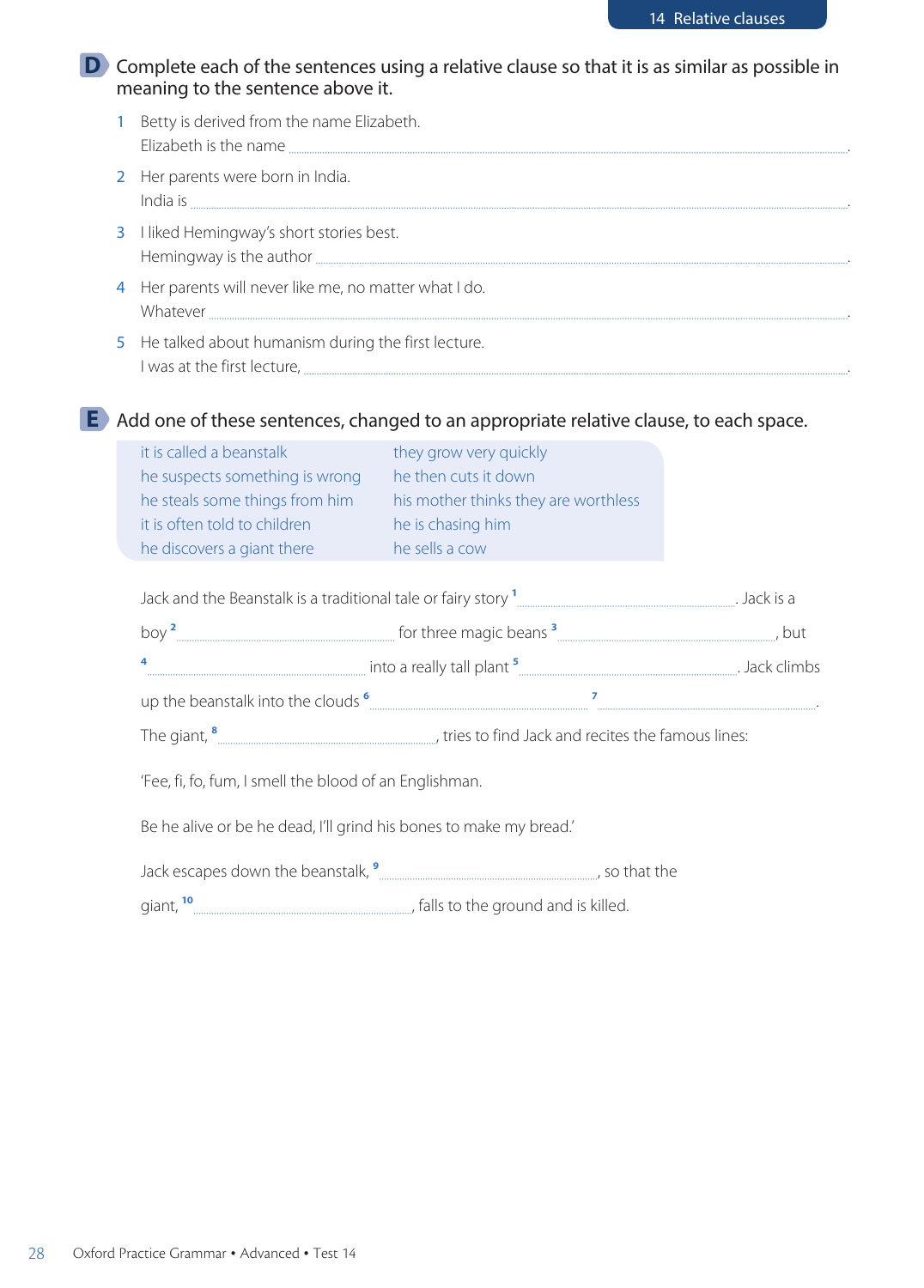## D Complete each of the sentences using a relative clause so that it is as similar as possible in meaning to the sentence above it.

1. Betty is derived from the name Elizabeth.
   Elizabeth is the name ............................................................................................................ .
2. Her parents were born in India.
   India is ............................................................................................................ .
3. I liked Hemingway's short stories best.
   Hemingway is the author ............................................................................................................ .
4. Her parents will never like me, no matter what I do.
   Whatever ............................................................................................................ .
5. He talked about humanism during the first lecture.
   I was at the first lecture, ............................................................................................................ .

## E Add one of these sentences, changed to an appropriate relative clause, to each space.

| | |
|---|---|
| it is called a beanstalk | they grow very quickly |
| he suspects something is wrong | he then cuts it down |
| he steals some things from him | his mother thinks they are worthless |
| it is often told to children | he is chasing him |
| he discovers a giant there | he sells a cow |

Jack and the Beanstalk is a traditional tale or fairy story [1] .................................................. . Jack is a boy [2] .................................................. for three magic beans [3] .................................................., but [4] .................................................. into a really tall plant [5] .................................................. . Jack climbs up the beanstalk into the clouds [6] .................................................. [7] .................................................. . The giant, [8] .................................................., tries to find Jack and recites the famous lines:

'Fee, fi, fo, fum, I smell the blood of an Englishman.

Be he alive or be he dead, I'll grind his bones to make my bread.'

Jack escapes down the beanstalk, [9] .................................................., so that the giant, [10] .................................................., falls to the ground and is killed.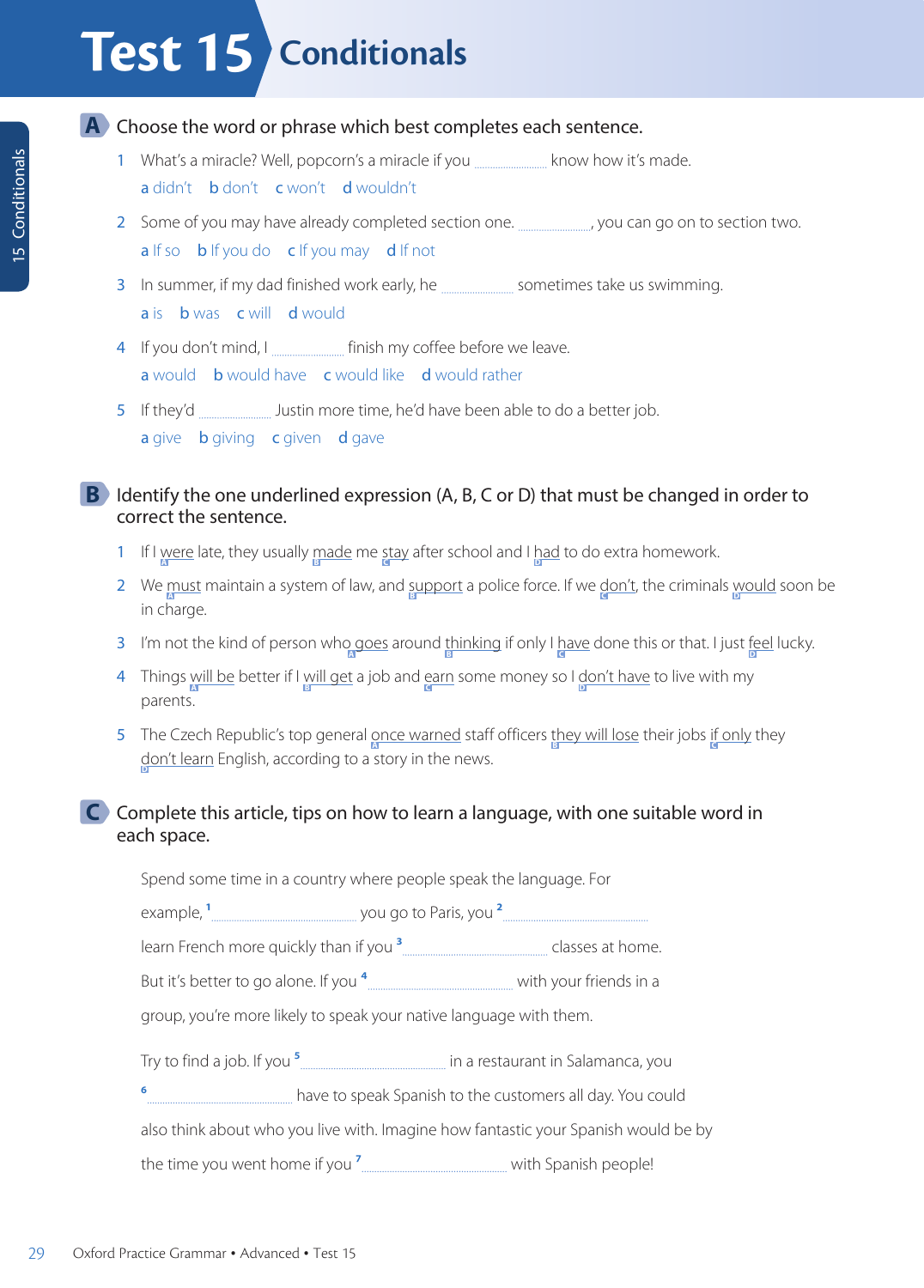# Test 15 Conditionals

## A Choose the word or phrase which best completes each sentence.

1. What's a miracle? Well, popcorn's a miracle if you .................... know how it's made.
   a didn't b don't c won't d wouldn't

2. Some of you may have already completed section one. ...................., you can go on to section two.
   a If so b If you do c If you may d If not

3. In summer, if my dad finished work early, he .................... sometimes take us swimming.
   a is b was c will d would

4. If you don't mind, I .................... finish my coffee before we leave.
   a would b would have c would like d would rather

5. If they'd .................... Justin more time, he'd have been able to do a better job.
   a give b giving c given d gave

## B Identify the one underlined expression (A, B, C or D) that must be changed in order to correct the sentence.

1. If I <u>were</u> (A) late, they usually <u>made</u> (B) me <u>stay</u> (C) after school and I <u>had</u> (D) to do extra homework.

2. We <u>must</u> (A) maintain a system of law, and <u>support</u> (B) a police force. If we <u>don't</u> (C), the criminals <u>would</u> (D) soon be in charge.

3. I'm not the kind of person who <u>goes</u> (A) around <u>thinking</u> (B) if only I <u>have</u> (C) done this or that. I just <u>feel</u> (D) lucky.

4. Things <u>will be</u> (A) better if I <u>will get</u> (B) a job and <u>earn</u> (C) some money so I <u>don't have</u> (D) to live with my parents.

5. The Czech Republic's top general <u>once warned</u> (A) staff officers <u>they will lose</u> (B) their jobs <u>if only</u> (C) they <u>don't learn</u> (D) English, according to a story in the news.

## C Complete this article, tips on how to learn a language, with one suitable word in each space.

Spend some time in a country where people speak the language. For example, [1] .................... you go to Paris, you [2] .................... learn French more quickly than if you [3] .................... classes at home. But it's better to go alone. If you [4] .................... with your friends in a group, you're more likely to speak your native language with them.

Try to find a job. If you [5] .................... in a restaurant in Salamanca, you [6] .................... have to speak Spanish to the customers all day. You could also think about who you live with. Imagine how fantastic your Spanish would be by the time you went home if you [7] .................... with Spanish people!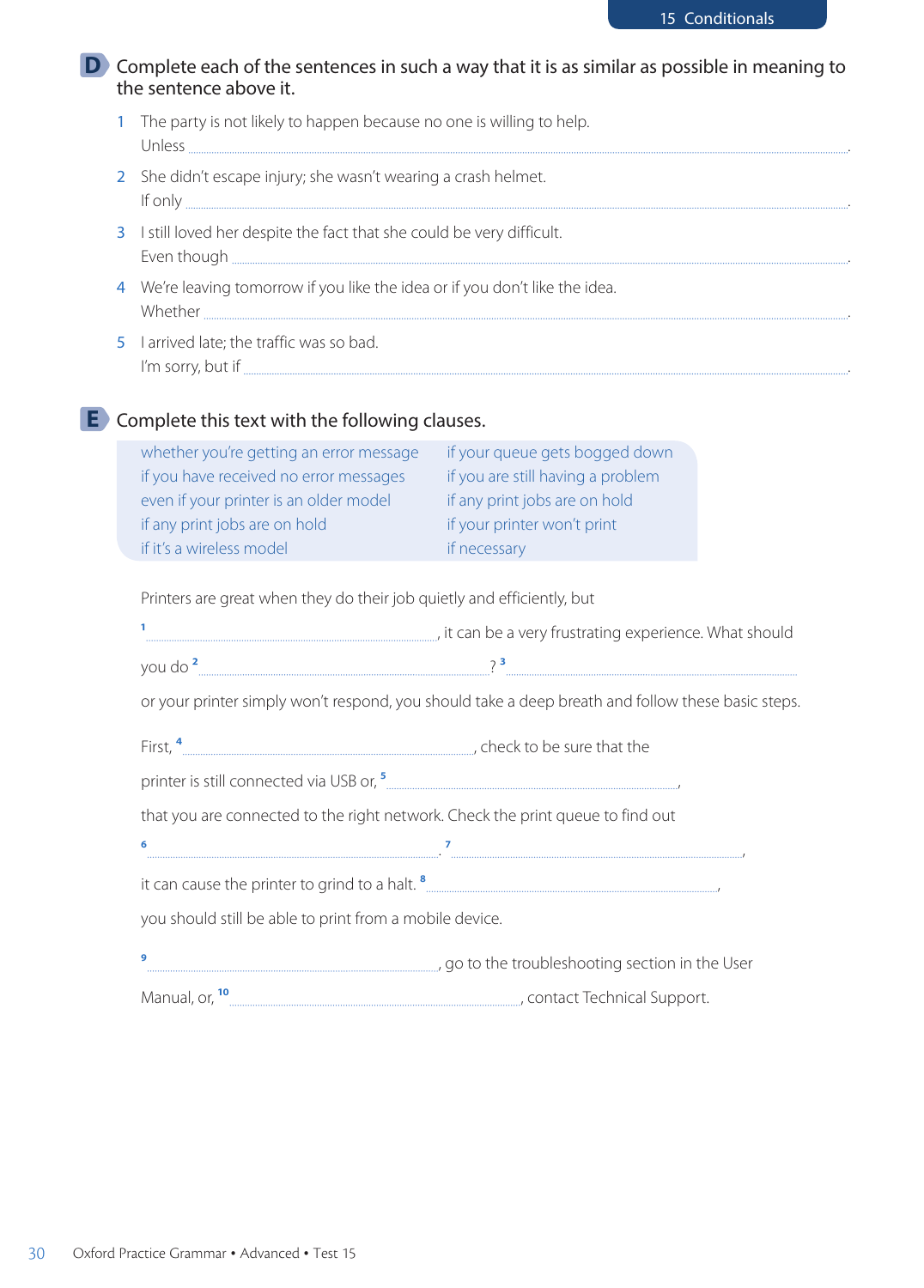## D Complete each of the sentences in such a way that it is as similar as possible in meaning to the sentence above it.

1 The party is not likely to happen because no one is willing to help.
Unless ................................................................................................................................................................................................................................................................ .

2 She didn't escape injury; she wasn't wearing a crash helmet.
If only ................................................................................................................................................................................................................................................................ .

3 I still loved her despite the fact that she could be very difficult.
Even though ................................................................................................................................................................................................................................................. .

4 We're leaving tomorrow if you like the idea or if you don't like the idea.
Whether ........................................................................................................................................................................................................................................................... .

5 I arrived late; the traffic was so bad.
I'm sorry, but if .......................................................................................................................................................................................................................................... .

## E Complete this text with the following clauses.

| | |
|---|---|
| whether you're getting an error message | if your queue gets bogged down |
| if you have received no error messages | if you are still having a problem |
| even if your printer is an older model | if any print jobs are on hold |
| if any print jobs are on hold | if your printer won't print |
| if it's a wireless model | if necessary |

Printers are great when they do their job quietly and efficiently, but [1] ................................................................................, it can be a very frustrating experience. What should you do [2] ................................................................................? [3] ................................................................................ or your printer simply won't respond, you should take a deep breath and follow these basic steps.

First, [4] ................................................................................, check to be sure that the printer is still connected via USB or, [5] ................................................................................, that you are connected to the right network. Check the print queue to find out [6] ................................................................................. [7] ................................................................................, it can cause the printer to grind to a halt. [8] ................................................................................, you should still be able to print from a mobile device.

[9] ................................................................................, go to the troubleshooting section in the User Manual, or, [10] ................................................................................, contact Technical Support.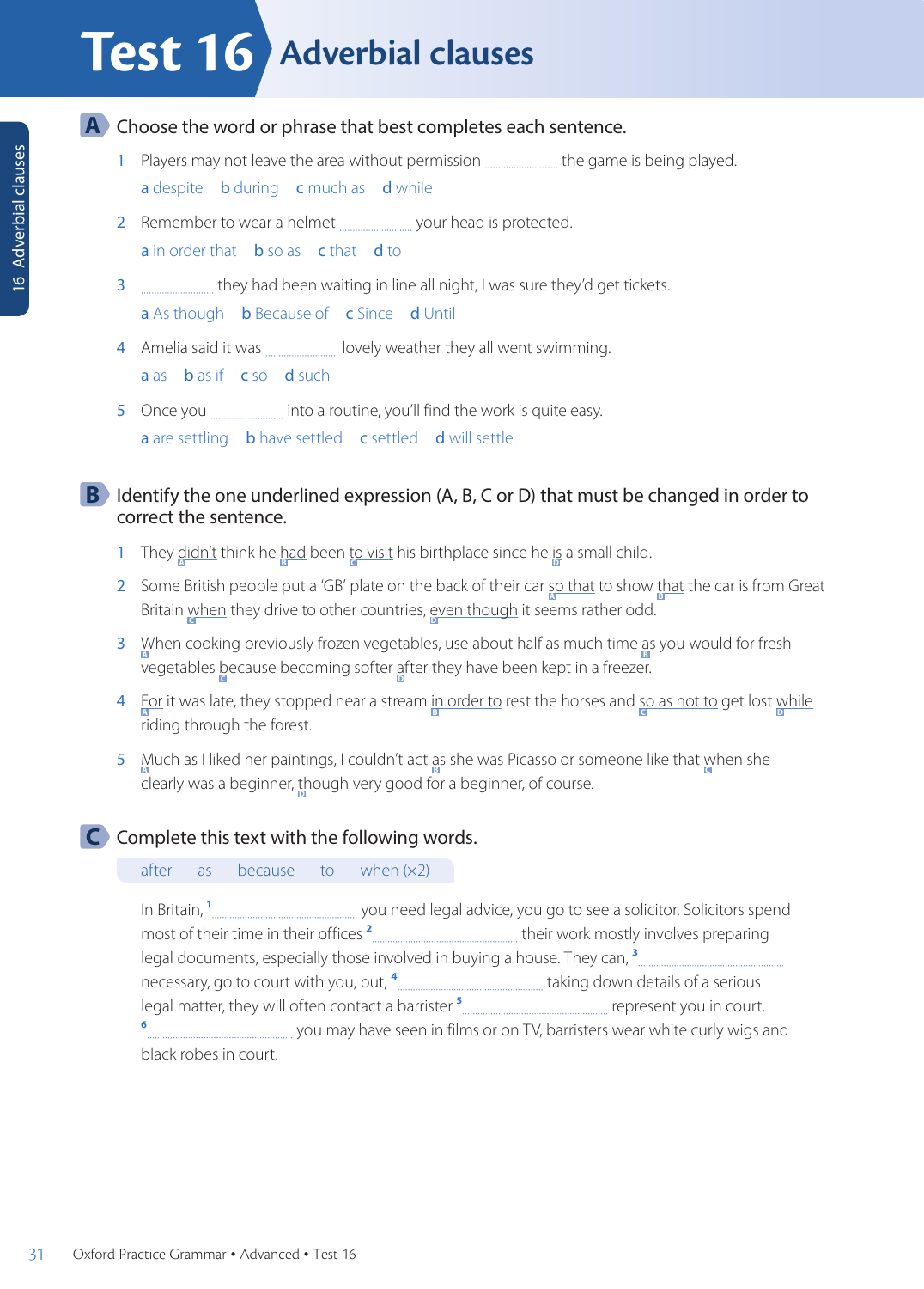# Test 16 Adverbial clauses

## A Choose the word or phrase that best completes each sentence.

1. Players may not leave the area without permission .................... the game is being played.
   a despite b during c much as d while
2. Remember to wear a helmet .................... your head is protected.
   a in order that b so as c that d to
3. .................... they had been waiting in line all night, I was sure they'd get tickets.
   a As though b Because of c Since d Until
4. Amelia said it was .................... lovely weather they all went swimming.
   a as b as if c so d such
5. Once you .................... into a routine, you'll find the work is quite easy.
   a are settling b have settled c settled d will settle

## B Identify the one underlined expression (A, B, C or D) that must be changed in order to correct the sentence.

1. They didn't (A) think he had (B) been to visit (C) his birthplace since he is (D) a small child.
2. Some British people put a 'GB' plate on the back of their car so that (A) to show that (B) the car is from Great Britain when (C) they drive to other countries, even though (D) it seems rather odd.
3. When cooking (A) previously frozen vegetables, use about half as much time as you would (B) for fresh vegetables because becoming (C) softer after they have been kept (D) in a freezer.
4. For (A) it was late, they stopped near a stream in order to (B) rest the horses and so as not to (C) get lost while (D) riding through the forest.
5. Much (A) as I liked her paintings, I couldn't act as (B) she was Picasso or someone like that when (C) she clearly was a beginner, though (D) very good for a beginner, of course.

## C Complete this text with the following words.

after as because to when (×2)

In Britain, [1] .................... you need legal advice, you go to see a solicitor. Solicitors spend most of their time in their offices [2] .................... their work mostly involves preparing legal documents, especially those involved in buying a house. They can, [3] .................... necessary, go to court with you, but, [4] .................... taking down details of a serious legal matter, they will often contact a barrister [5] .................... represent you in court. [6] .................... you may have seen in films or on TV, barristers wear white curly wigs and black robes in court.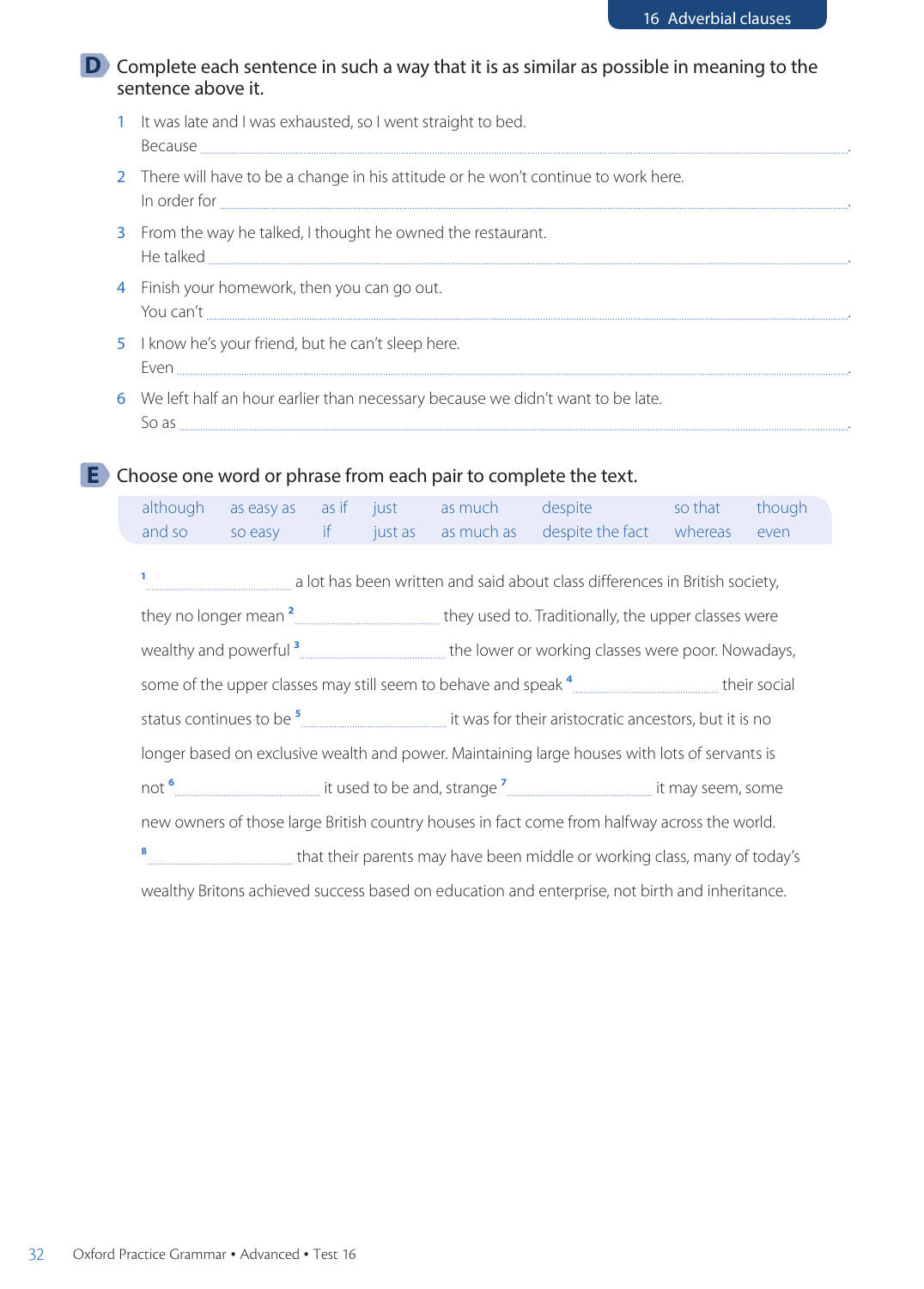## D Complete each sentence in such a way that it is as similar as possible in meaning to the sentence above it.

1. It was late and I was exhausted, so I went straight to bed.
   Because .................................................................................................................................................
2. There will have to be a change in his attitude or he won't continue to work here.
   In order for .........................................................................................................................................
3. From the way he talked, I thought he owned the restaurant.
   He talked ...........................................................................................................................................
4. Finish your homework, then you can go out.
   You can't ...........................................................................................................................................
5. I know he's your friend, but he can't sleep here.
   Even ....................................................................................................................................................
6. We left half an hour earlier than necessary because we didn't want to be late.
   So as ...................................................................................................................................................

## E Choose one word or phrase from each pair to complete the text.

| although | as easy as | as if | just | as much | despite | so that | though |
|---|---|---|---|---|---|---|---|
| and so | so easy | if | just as | as much as | despite the fact | whereas | even |

[1] .............................. a lot has been written and said about class differences in British society, they no longer mean [2] .............................. they used to. Traditionally, the upper classes were wealthy and powerful [3] .............................. the lower or working classes were poor. Nowadays, some of the upper classes may still seem to behave and speak [4] .............................. their social status continues to be [5] .............................. it was for their aristocratic ancestors, but it is no longer based on exclusive wealth and power. Maintaining large houses with lots of servants is not [6] .............................. it used to be and, strange [7] .............................. it may seem, some new owners of those large British country houses in fact come from halfway across the world. [8] .............................. that their parents may have been middle or working class, many of today's wealthy Britons achieved success based on education and enterprise, not birth and inheritance.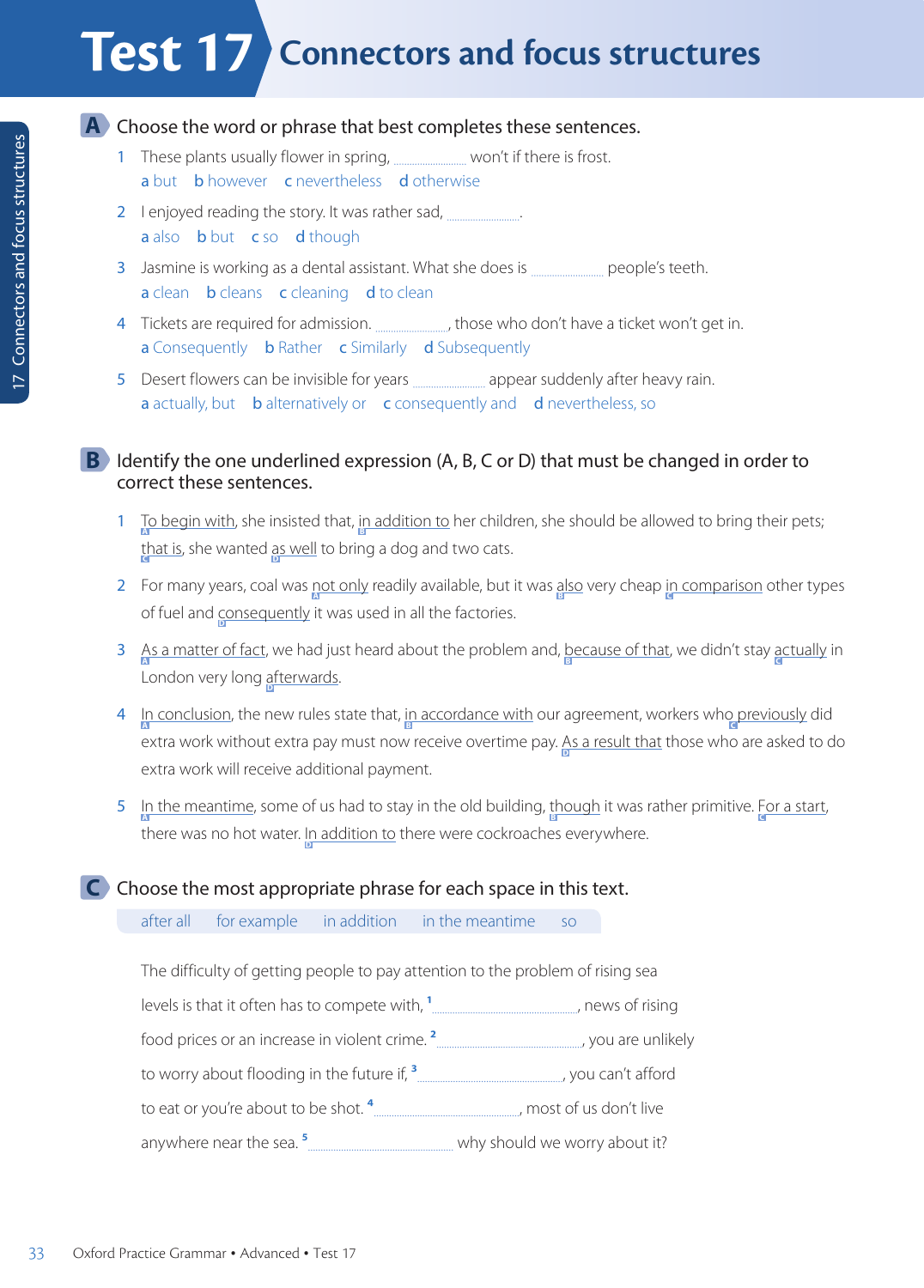# Test 17 Connectors and focus structures

## A Choose the word or phrase that best completes these sentences.

1. These plants usually flower in spring, .................... won't if there is frost.
   a but   b however   c nevertheless   d otherwise
2. I enjoyed reading the story. It was rather sad, .................... .
   a also   b but   c so   d though
3. Jasmine is working as a dental assistant. What she does is .................... people's teeth.
   a clean   b cleans   c cleaning   d to clean
4. Tickets are required for admission. ...................., those who don't have a ticket won't get in.
   a Consequently   b Rather   c Similarly   d Subsequently
5. Desert flowers can be invisible for years .................... appear suddenly after heavy rain.
   a actually, but   b alternatively or   c consequently and   d nevertheless, so

## B Identify the one underlined expression (A, B, C or D) that must be changed in order to correct these sentences.

1. To begin with (A), she insisted that, in addition to (B) her children, she should be allowed to bring their pets; that is (C), she wanted as well (D) to bring a dog and two cats.
2. For many years, coal was not only (A) readily available, but it was also (B) very cheap in comparison (C) other types of fuel and consequently (D) it was used in all the factories.
3. As a matter of fact (A), we had just heard about the problem and, because of that (B), we didn't stay actually (C) in London very long afterwards (D).
4. In conclusion (A), the new rules state that, in accordance with (B) our agreement, workers who previously (C) did extra work without extra pay must now receive overtime pay. As a result that (D) those who are asked to do extra work will receive additional payment.
5. In the meantime (A), some of us had to stay in the old building, though (B) it was rather primitive. For a start (C), there was no hot water. In addition to (D) there were cockroaches everywhere.

## C Choose the most appropriate phrase for each space in this text.

after all   for example   in addition   in the meantime   so

The difficulty of getting people to pay attention to the problem of rising sea levels is that it often has to compete with, [1] ...................................., news of rising food prices or an increase in violent crime. [2] ...................................., you are unlikely to worry about flooding in the future if, [3] ...................................., you can't afford to eat or you're about to be shot. [4] ...................................., most of us don't live anywhere near the sea. [5] .................................... why should we worry about it?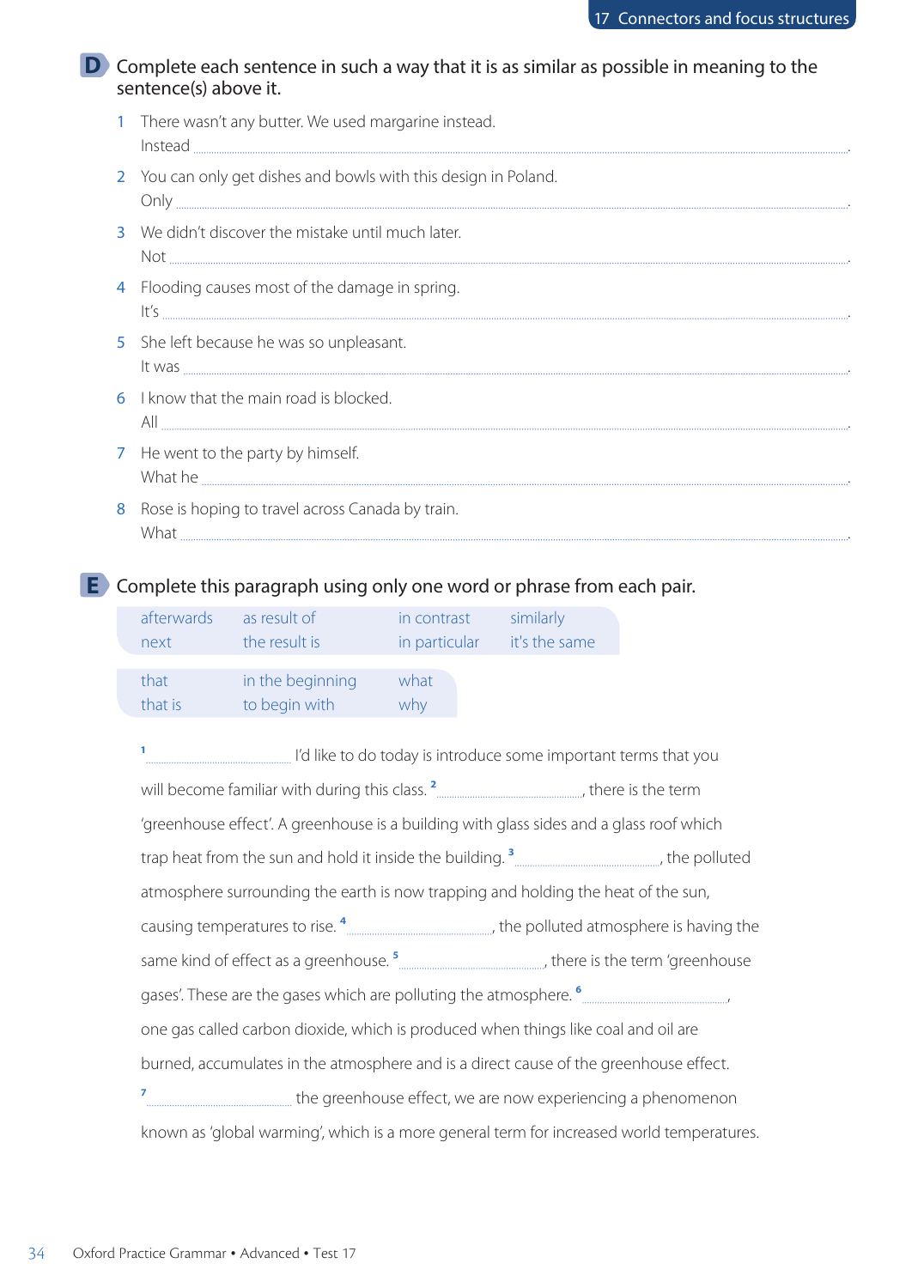## D Complete each sentence in such a way that it is as similar as possible in meaning to the sentence(s) above it.

1 There wasn't any butter. We used margarine instead.
Instead .................................................................................................................

2 You can only get dishes and bowls with this design in Poland.
Only .................................................................................................................

3 We didn't discover the mistake until much later.
Not .................................................................................................................

4 Flooding causes most of the damage in spring.
It's .................................................................................................................

5 She left because he was so unpleasant.
It was .................................................................................................................

6 I know that the main road is blocked.
All .................................................................................................................

7 He went to the party by himself.
What he .................................................................................................................

8 Rose is hoping to travel across Canada by train.
What .................................................................................................................

## E Complete this paragraph using only one word or phrase from each pair.

| | | | |
|---|---|---|---|
| afterwards | as result of | in contrast | similarly |
| next | the result is | in particular | it's the same |

| | | |
|---|---|---|
| that | in the beginning | what |
| that is | to begin with | why |

[1] .............................. I'd like to do today is introduce some important terms that you will become familiar with during this class. [2] .............................., there is the term 'greenhouse effect'. A greenhouse is a building with glass sides and a glass roof which trap heat from the sun and hold it inside the building. [3] .............................., the polluted atmosphere surrounding the earth is now trapping and holding the heat of the sun, causing temperatures to rise. [4] .............................., the polluted atmosphere is having the same kind of effect as a greenhouse. [5] .............................., there is the term 'greenhouse gases'. These are the gases which are polluting the atmosphere. [6] .............................., one gas called carbon dioxide, which is produced when things like coal and oil are burned, accumulates in the atmosphere and is a direct cause of the greenhouse effect. [7] .............................. the greenhouse effect, we are now experiencing a phenomenon known as 'global warming', which is a more general term for increased world temperatures.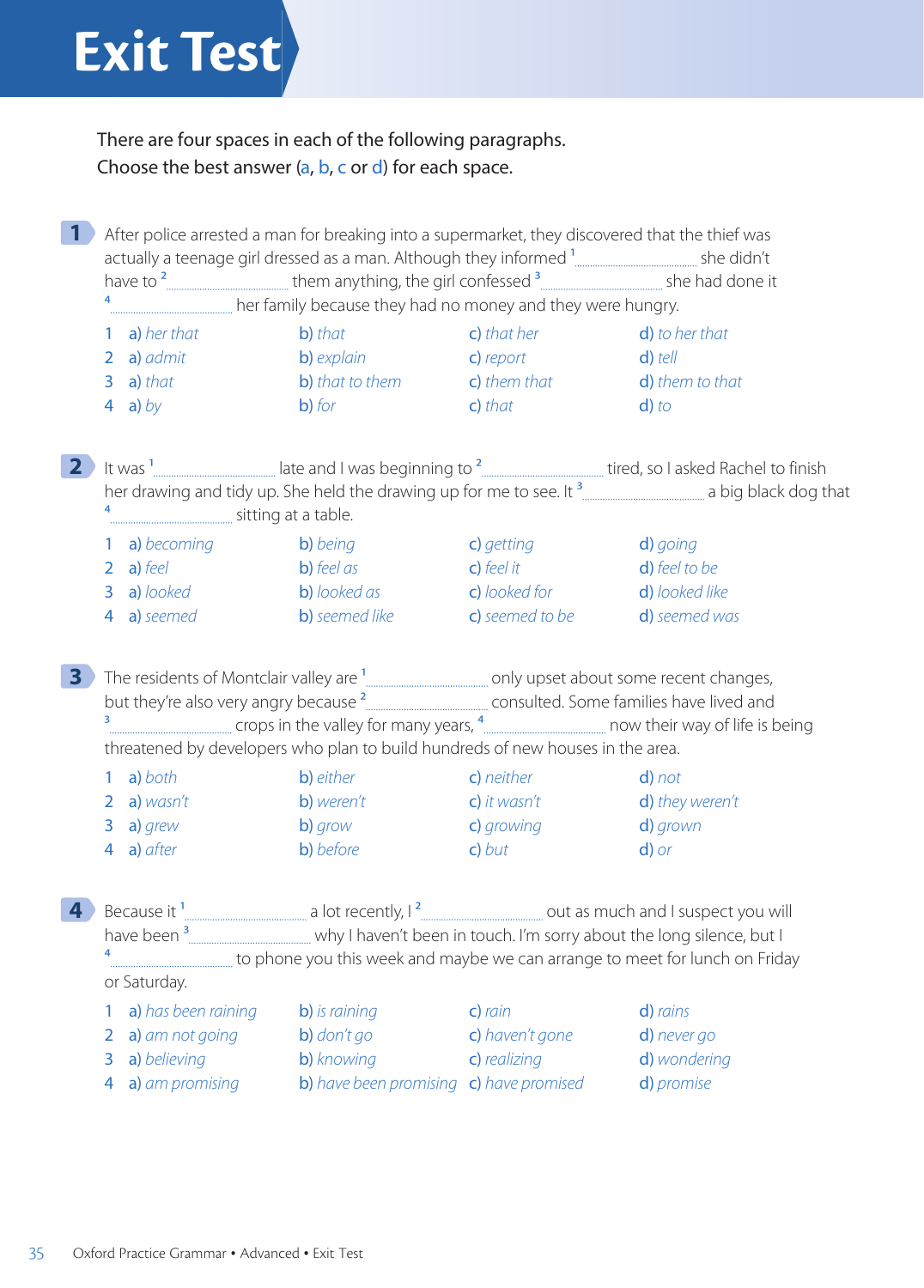# Exit Test

There are four spaces in each of the following paragraphs.
Choose the best answer (a, b, c or d) for each space.

**1** After police arrested a man for breaking into a supermarket, they discovered that the thief was actually a teenage girl dressed as a man. Although they informed [1] ................................ she didn't have to [2] ................................ them anything, the girl confessed [3] ................................ she had done it [4] ................................ her family because they had no money and they were hungry.

| | | | | |
|---|---|---|---|---|
| 1 | a) *her that* | b) *that* | c) *that her* | d) *to her that* |
| 2 | a) *admit* | b) *explain* | c) *report* | d) *tell* |
| 3 | a) *that* | b) *that to them* | c) *them that* | d) *them to that* |
| 4 | a) *by* | b) *for* | c) *that* | d) *to* |

**2** It was [1] ................................ late and I was beginning to [2] ................................ tired, so I asked Rachel to finish her drawing and tidy up. She held the drawing up for me to see. It [3] ................................ a big black dog that [4] ................................ sitting at a table.

| | | | | |
|---|---|---|---|---|
| 1 | a) *becoming* | b) *being* | c) *getting* | d) *going* |
| 2 | a) *feel* | b) *feel as* | c) *feel it* | d) *feel to be* |
| 3 | a) *looked* | b) *looked as* | c) *looked for* | d) *looked like* |
| 4 | a) *seemed* | b) *seemed like* | c) *seemed to be* | d) *seemed was* |

**3** The residents of Montclair valley are [1] ................................ only upset about some recent changes, but they're also very angry because [2] ................................ consulted. Some families have lived and [3] ................................ crops in the valley for many years, [4] ................................ now their way of life is being threatened by developers who plan to build hundreds of new houses in the area.

| | | | | |
|---|---|---|---|---|
| 1 | a) *both* | b) *either* | c) *neither* | d) *not* |
| 2 | a) *wasn't* | b) *weren't* | c) *it wasn't* | d) *they weren't* |
| 3 | a) *grew* | b) *grow* | c) *growing* | d) *grown* |
| 4 | a) *after* | b) *before* | c) *but* | d) *or* |

**4** Because it [1] ................................ a lot recently, I [2] ................................ out as much and I suspect you will have been [3] ................................ why I haven't been in touch. I'm sorry about the long silence, but I [4] ................................ to phone you this week and maybe we can arrange to meet for lunch on Friday or Saturday.

| | | | | |
|---|---|---|---|---|
| 1 | a) *has been raining* | b) *is raining* | c) *rain* | d) *rains* |
| 2 | a) *am not going* | b) *don't go* | c) *haven't gone* | d) *never go* |
| 3 | a) *believing* | b) *knowing* | c) *realizing* | d) *wondering* |
| 4 | a) *am promising* | b) *have been promising* | c) *have promised* | d) *promise* |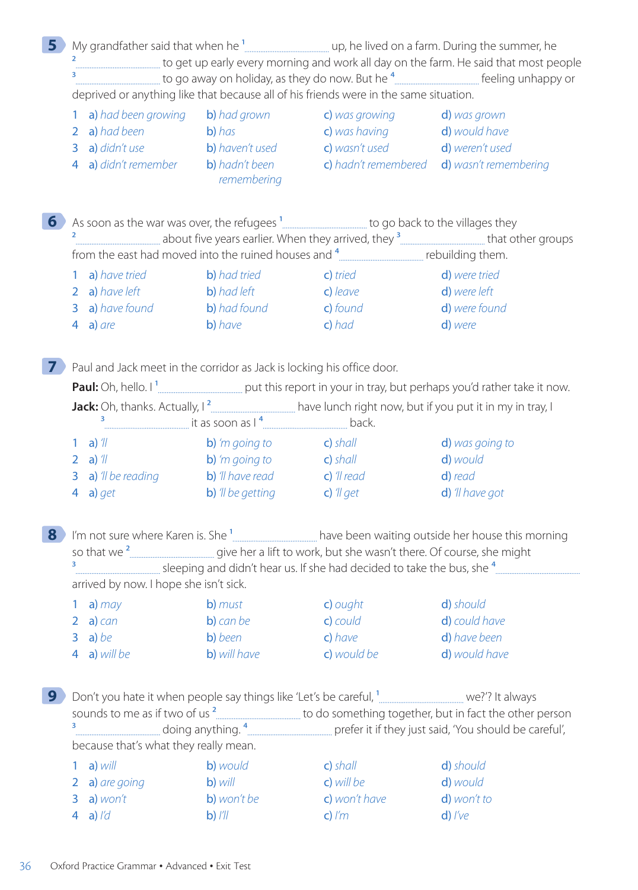**5** My grandfather said that when he [1] .................... up, he lived on a farm. During the summer, he [2] .................... to get up early every morning and work all day on the farm. He said that most people [3] .................... to go away on holiday, as they do now. But he [4] .................... feeling unhappy or deprived or anything like that because all of his friends were in the same situation.

| | | | | |
|---|---|---|---|---|
| 1 | a) *had been growing* | b) *had grown* | c) *was growing* | d) *was grown* |
| 2 | a) *had been* | b) *has* | c) *was having* | d) *would have* |
| 3 | a) *didn't use* | b) *haven't used* | c) *wasn't used* | d) *weren't used* |
| 4 | a) *didn't remember* | b) *hadn't been remembering* | c) *hadn't remembered* | d) *wasn't remembering* |

**6** As soon as the war was over, the refugees [1] .................... to go back to the villages they [2] .................... about five years earlier. When they arrived, they [3] .................... that other groups from the east had moved into the ruined houses and [4] .................... rebuilding them.

| | | | | |
|---|---|---|---|---|
| 1 | a) *have tried* | b) *had tried* | c) *tried* | d) *were tried* |
| 2 | a) *have left* | b) *had left* | c) *leave* | d) *were left* |
| 3 | a) *have found* | b) *had found* | c) *found* | d) *were found* |
| 4 | a) *are* | b) *have* | c) *had* | d) *were* |

**7** Paul and Jack meet in the corridor as Jack is locking his office door.

**Paul:** Oh, hello. I [1] .................... put this report in your in tray, but perhaps you'd rather take it now.

**Jack:** Oh, thanks. Actually, I [2] .................... have lunch right now, but if you put it in my in tray, I [3] .................... it as soon as I [4] .................... back.

| | | | | |
|---|---|---|---|---|
| 1 | a) *'ll* | b) *'m going to* | c) *shall* | d) *was going to* |
| 2 | a) *'ll* | b) *'m going to* | c) *shall* | d) *would* |
| 3 | a) *'ll be reading* | b) *'ll have read* | c) *'ll read* | d) *read* |
| 4 | a) *get* | b) *'ll be getting* | c) *'ll get* | d) *'ll have got* |

**8** I'm not sure where Karen is. She [1] .................... have been waiting outside her house this morning so that we [2] .................... give her a lift to work, but she wasn't there. Of course, she might [3] .................... sleeping and didn't hear us. If she had decided to take the bus, she [4] .................... arrived by now. I hope she isn't sick.

| | | | | |
|---|---|---|---|---|
| 1 | a) *may* | b) *must* | c) *ought* | d) *should* |
| 2 | a) *can* | b) *can be* | c) *could* | d) *could have* |
| 3 | a) *be* | b) *been* | c) *have* | d) *have been* |
| 4 | a) *will be* | b) *will have* | c) *would be* | d) *would have* |

**9** Don't you hate it when people say things like 'Let's be careful, [1] .................... we?'? It always sounds to me as if two of us [2] .................... to do something together, but in fact the other person [3] .................... doing anything. [4] .................... prefer it if they just said, 'You should be careful', because that's what they really mean.

| | | | | |
|---|---|---|---|---|
| 1 | a) *will* | b) *would* | c) *shall* | d) *should* |
| 2 | a) *are going* | b) *will* | c) *will be* | d) *would* |
| 3 | a) *won't* | b) *won't be* | c) *won't have* | d) *won't to* |
| 4 | a) *I'd* | b) *I'll* | c) *I'm* | d) *I've* |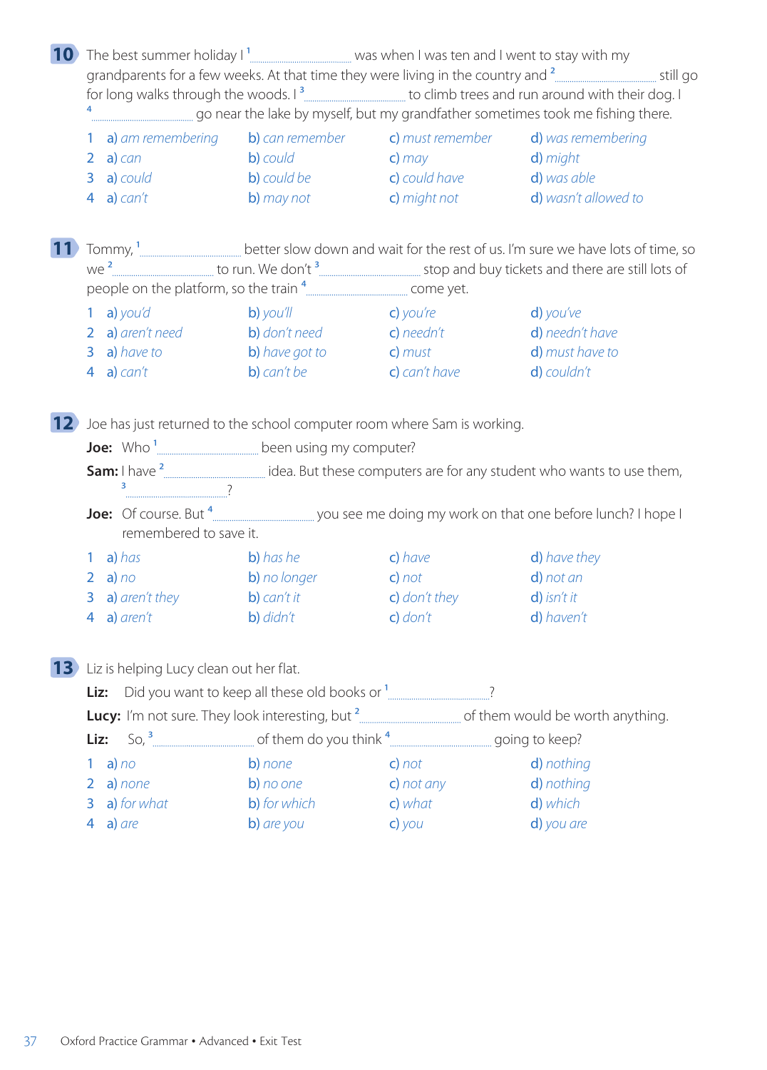**10** The best summer holiday I [1] .................................... was when I was ten and I went to stay with my grandparents for a few weeks. At that time they were living in the country and [2] .................................... still go for long walks through the woods. I [3] .................................... to climb trees and run around with their dog. I [4] .................................... go near the lake by myself, but my grandfather sometimes took me fishing there.

| | | | | |
|---|---|---|---|---|
| 1 | a) *am remembering* | b) *can remember* | c) *must remember* | d) *was remembering* |
| 2 | a) *can* | b) *could* | c) *may* | d) *might* |
| 3 | a) *could* | b) *could be* | c) *could have* | d) *was able* |
| 4 | a) *can't* | b) *may not* | c) *might not* | d) *wasn't allowed to* |

**11** Tommy, [1] .................................... better slow down and wait for the rest of us. I'm sure we have lots of time, so we [2] .................................... to run. We don't [3] .................................... stop and buy tickets and there are still lots of people on the platform, so the train [4] .................................... come yet.

| | | | | |
|---|---|---|---|---|
| 1 | a) *you'd* | b) *you'll* | c) *you're* | d) *you've* |
| 2 | a) *aren't need* | b) *don't need* | c) *needn't* | d) *needn't have* |
| 3 | a) *have to* | b) *have got to* | c) *must* | d) *must have to* |
| 4 | a) *can't* | b) *can't be* | c) *can't have* | d) *couldn't* |

**12** Joe has just returned to the school computer room where Sam is working.

**Joe:** Who [1] .................................... been using my computer?

**Sam:** I have [2] .................................... idea. But these computers are for any student who wants to use them, [3] ....................................?

**Joe:** Of course. But [4] .................................... you see me doing my work on that one before lunch? I hope I remembered to save it.

| | | | | |
|---|---|---|---|---|
| 1 | a) *has* | b) *has he* | c) *have* | d) *have they* |
| 2 | a) *no* | b) *no longer* | c) *not* | d) *not an* |
| 3 | a) *aren't they* | b) *can't it* | c) *don't they* | d) *isn't it* |
| 4 | a) *aren't* | b) *didn't* | c) *don't* | d) *haven't* |

**13** Liz is helping Lucy clean out her flat.

**Liz:** Did you want to keep all these old books or [1] ....................................?

**Lucy:** I'm not sure. They look interesting, but [2] .................................... of them would be worth anything.

**Liz:** So, [3] .................................... of them do you think [4] .................................... going to keep?

| | | | | |
|---|---|---|---|---|
| 1 | a) *no* | b) *none* | c) *not* | d) *nothing* |
| 2 | a) *none* | b) *no one* | c) *not any* | d) *nothing* |
| 3 | a) *for what* | b) *for which* | c) *what* | d) *which* |
| 4 | a) *are* | b) *are you* | c) *you* | d) *you are* |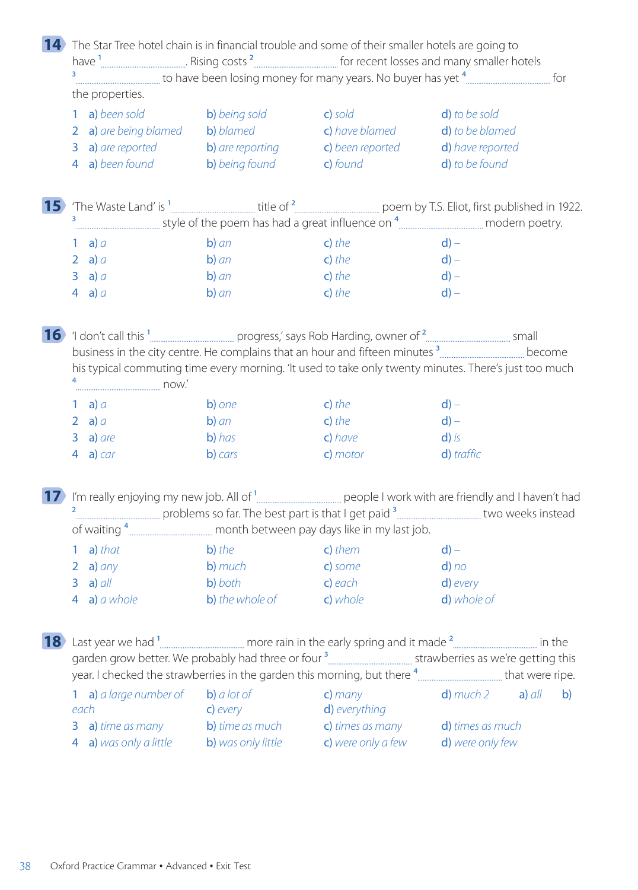**14** The Star Tree hotel chain is in financial trouble and some of their smaller hotels are going to have [1] .................... . Rising costs [2] .................... for recent losses and many smaller hotels [3] .................... to have been losing money for many years. No buyer has yet [4] .................... for the properties.

1 a) *been sold* b) *being sold* c) *sold* d) *to be sold*
2 a) *are being blamed* b) *blamed* c) *have blamed* d) *to be blamed*
3 a) *are reported* b) *are reporting* c) *been reported* d) *have reported*
4 a) *been found* b) *being found* c) *found* d) *to be found*

**15** 'The Waste Land' is [1] .................... title of [2] .................... poem by T.S. Eliot, first published in 1922. [3] .................... style of the poem has had a great influence on [4] .................... modern poetry.

1 a) *a* b) *an* c) *the* d) –
2 a) *a* b) *an* c) *the* d) –
3 a) *a* b) *an* c) *the* d) –
4 a) *a* b) *an* c) *the* d) –

**16** 'I don't call this [1] .................... progress,' says Rob Harding, owner of [2] .................... small business in the city centre. He complains that an hour and fifteen minutes [3] .................... become his typical commuting time every morning. 'It used to take only twenty minutes. There's just too much [4] .................... now.'

1 a) *a* b) *one* c) *the* d) –
2 a) *a* b) *an* c) *the* d) –
3 a) *are* b) *has* c) *have* d) *is*
4 a) *car* b) *cars* c) *motor* d) *traffic*

**17** I'm really enjoying my new job. All of [1] .................... people I work with are friendly and I haven't had [2] .................... problems so far. The best part is that I get paid [3] .................... two weeks instead of waiting [4] .................... month between pay days like in my last job.

1 a) *that* b) *the* c) *them* d) –
2 a) *any* b) *much* c) *some* d) *no*
3 a) *all* b) *both* c) *each* d) *every*
4 a) *a whole* b) *the whole of* c) *whole* d) *whole of*

**18** Last year we had [1] .................... more rain in the early spring and it made [2] .................... in the garden grow better. We probably had three or four [3] .................... strawberries as we're getting this year. I checked the strawberries in the garden this morning, but there [4] .................... that were ripe.

1 a) *a large number of* b) *a lot of* c) *many* d) *much*
2 a) *all* b) *each* c) *every* d) *everything*
3 a) *time as many* b) *time as much* c) *times as many* d) *times as much*
4 a) *was only a little* b) *was only little* c) *were only a few* d) *were only few*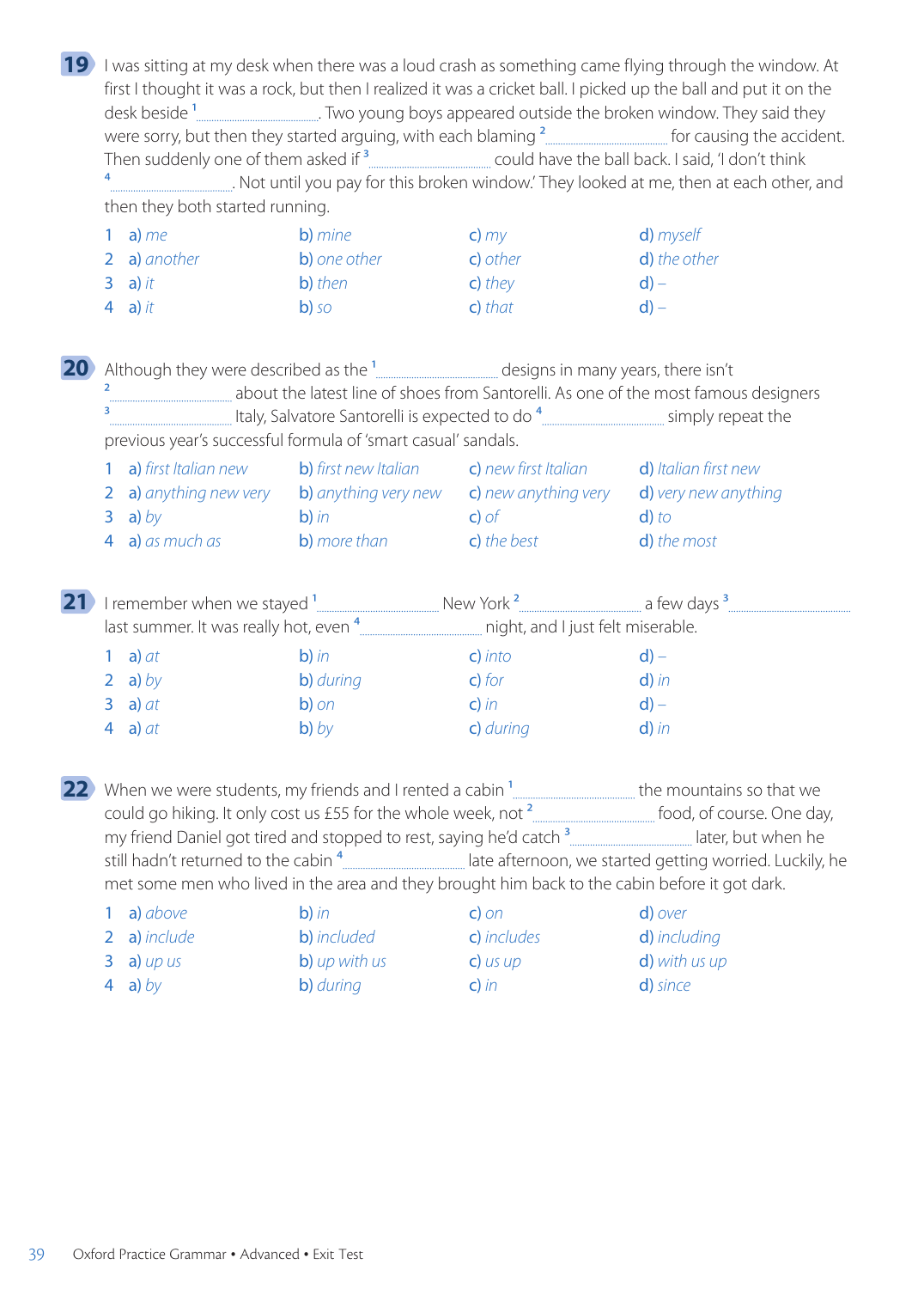**19** I was sitting at my desk when there was a loud crash as something came flying through the window. At first I thought it was a rock, but then I realized it was a cricket ball. I picked up the ball and put it on the desk beside [1] .................................. . Two young boys appeared outside the broken window. They said they were sorry, but then they started arguing, with each blaming [2] .................................. for causing the accident. Then suddenly one of them asked if [3] .................................. could have the ball back. I said, 'I don't think [4] .................................. . Not until you pay for this broken window.' They looked at me, then at each other, and then they both started running.

| | | | | |
|---|---|---|---|---|
| 1 | a) *me* | b) *mine* | c) *my* | d) *myself* |
| 2 | a) *another* | b) *one other* | c) *other* | d) *the other* |
| 3 | a) *it* | b) *then* | c) *they* | d) – |
| 4 | a) *it* | b) *so* | c) *that* | d) – |

**20** Although they were described as the [1] .................................. designs in many years, there isn't [2] .................................. about the latest line of shoes from Santorelli. As one of the most famous designers [3] .................................. Italy, Salvatore Santorelli is expected to do [4] .................................. simply repeat the previous year's successful formula of 'smart casual' sandals.

| | | | | |
|---|---|---|---|---|
| 1 | a) *first Italian new* | b) *first new Italian* | c) *new first Italian* | d) *Italian first new* |
| 2 | a) *anything new very* | b) *anything very new* | c) *new anything very* | d) *very new anything* |
| 3 | a) *by* | b) *in* | c) *of* | d) *to* |
| 4 | a) *as much as* | b) *more than* | c) *the best* | d) *the most* |

**21** I remember when we stayed [1] .................................. New York [2] .................................. a few days [3] .................................. last summer. It was really hot, even [4] .................................. night, and I just felt miserable.

| | | | | |
|---|---|---|---|---|
| 1 | a) *at* | b) *in* | c) *into* | d) – |
| 2 | a) *by* | b) *during* | c) *for* | d) *in* |
| 3 | a) *at* | b) *on* | c) *in* | d) – |
| 4 | a) *at* | b) *by* | c) *during* | d) *in* |

**22** When we were students, my friends and I rented a cabin [1] .................................. the mountains so that we could go hiking. It only cost us £55 for the whole week, not [2] .................................. food, of course. One day, my friend Daniel got tired and stopped to rest, saying he'd catch [3] .................................. later, but when he still hadn't returned to the cabin [4] .................................. late afternoon, we started getting worried. Luckily, he met some men who lived in the area and they brought him back to the cabin before it got dark.

| | | | | |
|---|---|---|---|---|
| 1 | a) *above* | b) *in* | c) *on* | d) *over* |
| 2 | a) *include* | b) *included* | c) *includes* | d) *including* |
| 3 | a) *up us* | b) *up with us* | c) *us up* | d) *with us up* |
| 4 | a) *by* | b) *during* | c) *in* | d) *since* |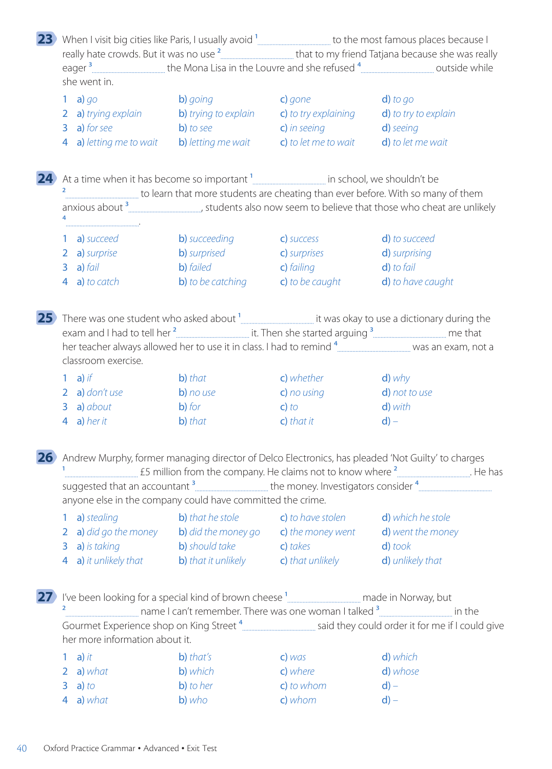**23** When I visit big cities like Paris, I usually avoid [1] .................... to the most famous places because I really hate crowds. But it was no use [2] .................... that to my friend Tatjana because she was really eager [3] .................... the Mona Lisa in the Louvre and she refused [4] .................... outside while she went in.

| | | | | |
|---|---|---|---|---|
| 1 | a) *go* | b) *going* | c) *gone* | d) *to go* |
| 2 | a) *trying explain* | b) *trying to explain* | c) *to try explaining* | d) *to try to explain* |
| 3 | a) *for see* | b) *to see* | c) *in seeing* | d) *seeing* |
| 4 | a) *letting me to wait* | b) *letting me wait* | c) *to let me to wait* | d) *to let me wait* |

**24** At a time when it has become so important [1] .................... in school, we shouldn't be [2] .................... to learn that more students are cheating than ever before. With so many of them anxious about [3] ...................., students also now seem to believe that those who cheat are unlikely [4] .................... .

| | | | | |
|---|---|---|---|---|
| 1 | a) *succeed* | b) *succeeding* | c) *success* | d) *to succeed* |
| 2 | a) *surprise* | b) *surprised* | c) *surprises* | d) *surprising* |
| 3 | a) *fail* | b) *failed* | c) *failing* | d) *to fail* |
| 4 | a) *to catch* | b) *to be catching* | c) *to be caught* | d) *to have caught* |

**25** There was one student who asked about [1] .................... it was okay to use a dictionary during the exam and I had to tell her [2] .................... it. Then she started arguing [3] .................... me that her teacher always allowed her to use it in class. I had to remind [4] .................... was an exam, not a classroom exercise.

| | | | | |
|---|---|---|---|---|
| 1 | a) *if* | b) *that* | c) *whether* | d) *why* |
| 2 | a) *don't use* | b) *no use* | c) *no using* | d) *not to use* |
| 3 | a) *about* | b) *for* | c) *to* | d) *with* |
| 4 | a) *her it* | b) *that* | c) *that it* | d) *–* |

**26** Andrew Murphy, former managing director of Delco Electronics, has pleaded 'Not Guilty' to charges [1] .................... £5 million from the company. He claims not to know where [2] .................... . He has suggested that an accountant [3] .................... the money. Investigators consider [4] .................... anyone else in the company could have committed the crime.

| | | | | |
|---|---|---|---|---|
| 1 | a) *stealing* | b) *that he stole* | c) *to have stolen* | d) *which he stole* |
| 2 | a) *did go the money* | b) *did the money go* | c) *the money went* | d) *went the money* |
| 3 | a) *is taking* | b) *should take* | c) *takes* | d) *took* |
| 4 | a) *it unlikely that* | b) *that it unlikely* | c) *that unlikely* | d) *unlikely that* |

**27** I've been looking for a special kind of brown cheese [1] .................... made in Norway, but [2] .................... name I can't remember. There was one woman I talked [3] .................... in the Gourmet Experience shop on King Street [4] .................... said they could order it for me if I could give her more information about it.

| | | | | |
|---|---|---|---|---|
| 1 | a) *it* | b) *that's* | c) *was* | d) *which* |
| 2 | a) *what* | b) *which* | c) *where* | d) *whose* |
| 3 | a) *to* | b) *to her* | c) *to whom* | d) *–* |
| 4 | a) *what* | b) *who* | c) *whom* | d) *–* |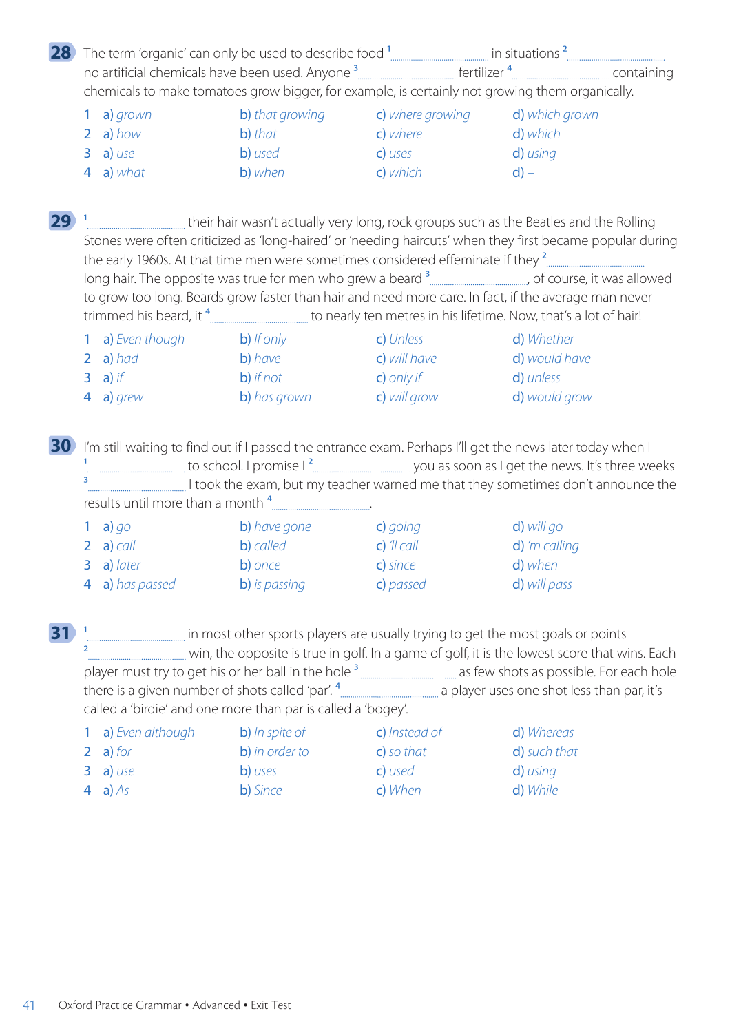**28** The term 'organic' can only be used to describe food [1] .................... in situations [2] .................... no artificial chemicals have been used. Anyone [3] .................... fertilizer [4] .................... containing chemicals to make tomatoes grow bigger, for example, is certainly not growing them organically.

1 a) *grown* b) *that growing* c) *where growing* d) *which grown*
2 a) *how* b) *that* c) *where* d) *which*
3 a) *use* b) *used* c) *uses* d) *using*
4 a) *what* b) *when* c) *which* d) –

**29** [1] .................... their hair wasn't actually very long, rock groups such as the Beatles and the Rolling Stones were often criticized as 'long-haired' or 'needing haircuts' when they first became popular during the early 1960s. At that time men were sometimes considered effeminate if they [2] .................... long hair. The opposite was true for men who grew a beard [3] ...................., of course, it was allowed to grow too long. Beards grow faster than hair and need more care. In fact, if the average man never trimmed his beard, it [4] .................... to nearly ten metres in his lifetime. Now, that's a lot of hair!

1 a) *Even though* b) *If only* c) *Unless* d) *Whether*
2 a) *had* b) *have* c) *will have* d) *would have*
3 a) *if* b) *if not* c) *only if* d) *unless*
4 a) *grew* b) *has grown* c) *will grow* d) *would grow*

**30** I'm still waiting to find out if I passed the entrance exam. Perhaps I'll get the news later today when I [1] .................... to school. I promise I [2] .................... you as soon as I get the news. It's three weeks [3] .................... I took the exam, but my teacher warned me that they sometimes don't announce the results until more than a month [4] .....................

1 a) *go* b) *have gone* c) *going* d) *will go*
2 a) *call* b) *called* c) *'ll call* d) *'m calling*
3 a) *later* b) *once* c) *since* d) *when*
4 a) *has passed* b) *is passing* c) *passed* d) *will pass*

**31** [1] .................... in most other sports players are usually trying to get the most goals or points [2] .................... win, the opposite is true in golf. In a game of golf, it is the lowest score that wins. Each player must try to get his or her ball in the hole [3] .................... as few shots as possible. For each hole there is a given number of shots called 'par'. [4] .................... a player uses one shot less than par, it's called a 'birdie' and one more than par is called a 'bogey'.

1 a) *Even although* b) *In spite of* c) *Instead of* d) *Whereas*
2 a) *for* b) *in order to* c) *so that* d) *such that*
3 a) *use* b) *uses* c) *used* d) *using*
4 a) *As* b) *Since* c) *When* d) *While*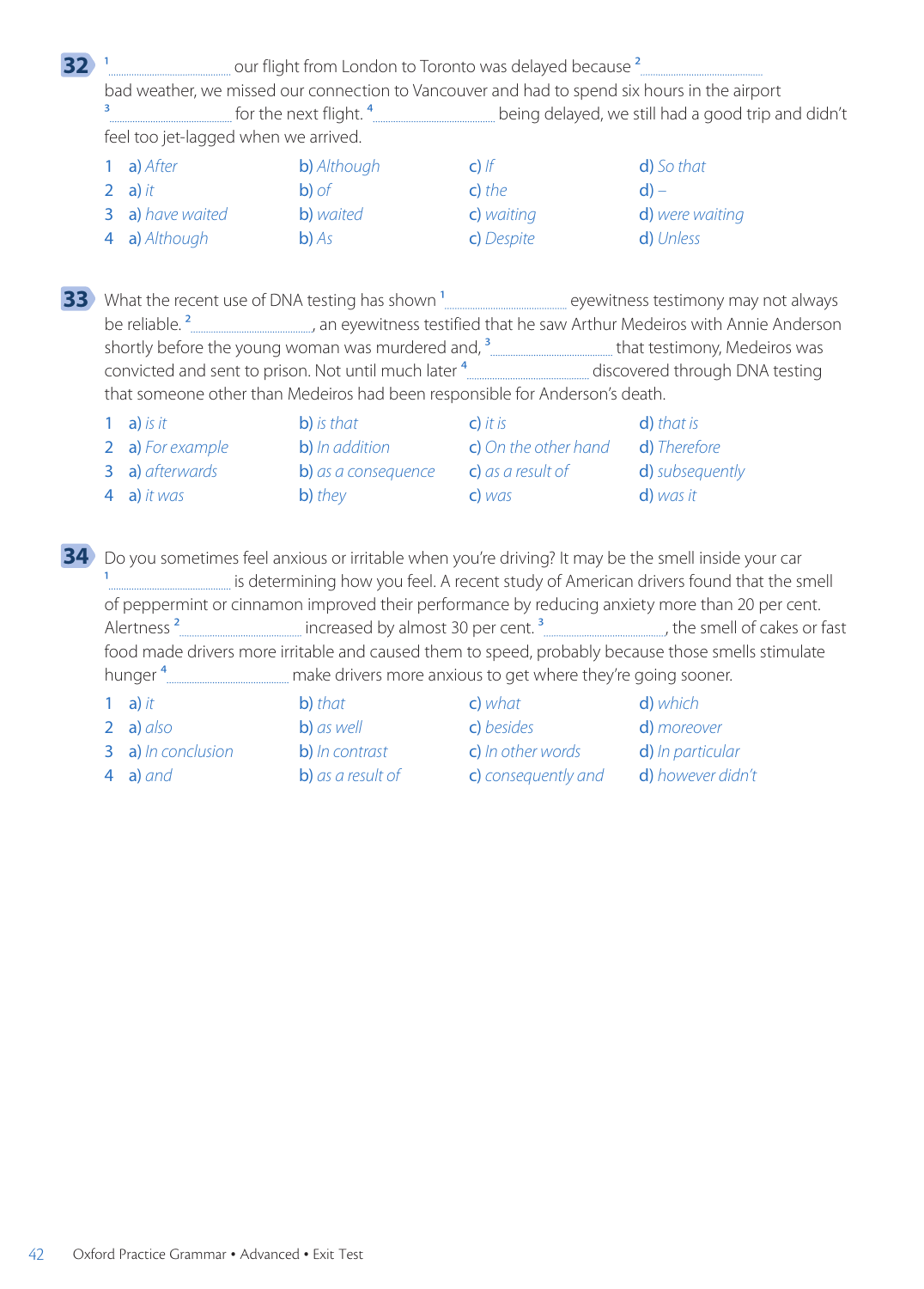**32** [1] .................... our flight from London to Toronto was delayed because [2] .................... bad weather, we missed our connection to Vancouver and had to spend six hours in the airport [3] .................... for the next flight. [4] .................... being delayed, we still had a good trip and didn't feel too jet-lagged when we arrived.

| | | | | |
|---|---|---|---|---|
| 1 | a) *After* | b) *Although* | c) *If* | d) *So that* |
| 2 | a) *it* | b) *of* | c) *the* | d) *–* |
| 3 | a) *have waited* | b) *waited* | c) *waiting* | d) *were waiting* |
| 4 | a) *Although* | b) *As* | c) *Despite* | d) *Unless* |

**33** What the recent use of DNA testing has shown [1] .................... eyewitness testimony may not always be reliable. [2] ...................., an eyewitness testified that he saw Arthur Medeiros with Annie Anderson shortly before the young woman was murdered and, [3] .................... that testimony, Medeiros was convicted and sent to prison. Not until much later [4] .................... discovered through DNA testing that someone other than Medeiros had been responsible for Anderson's death.

| | | | | |
|---|---|---|---|---|
| 1 | a) *is it* | b) *is that* | c) *it is* | d) *that is* |
| 2 | a) *For example* | b) *In addition* | c) *On the other hand* | d) *Therefore* |
| 3 | a) *afterwards* | b) *as a consequence* | c) *as a result of* | d) *subsequently* |
| 4 | a) *it was* | b) *they* | c) *was* | d) *was it* |

**34** Do you sometimes feel anxious or irritable when you're driving? It may be the smell inside your car [1] .................... is determining how you feel. A recent study of American drivers found that the smell of peppermint or cinnamon improved their performance by reducing anxiety more than 20 per cent. Alertness [2] .................... increased by almost 30 per cent. [3] ...................., the smell of cakes or fast food made drivers more irritable and caused them to speed, probably because those smells stimulate hunger [4] .................... make drivers more anxious to get where they're going sooner.

| | | | | |
|---|---|---|---|---|
| 1 | a) *it* | b) *that* | c) *what* | d) *which* |
| 2 | a) *also* | b) *as well* | c) *besides* | d) *moreover* |
| 3 | a) *In conclusion* | b) *In contrast* | c) *In other words* | d) *In particular* |
| 4 | a) *and* | b) *as a result of* | c) *consequently and* | d) *however didn't* |